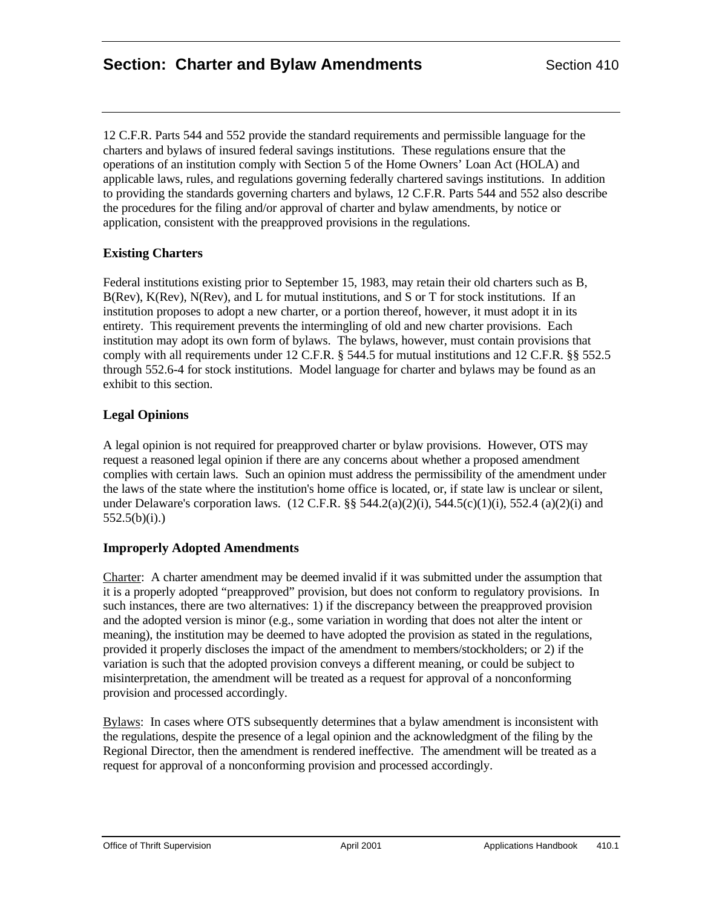# Section: Charter and Bylaw Amendments Section 410

12 C.F.R. Parts 544 and 552 provide the standard requirements and permissible language for the charters and bylaws of insured federal savings institutions. These regulations ensure that the operations of an institution comply with Section 5 of the Home Owners' Loan Act (HOLA) and applicable laws, rules, and regulations governing federally chartered savings institutions. In addition to providing the standards governing charters and bylaws, 12 C.F.R. Parts 544 and 552 also describe the procedures for the filing and/or approval of charter and bylaw amendments, by notice or application, consistent with the preapproved provisions in the regulations.

### Existing Charters

Federal institutions existing prior to September 15, 1983, may retain their old charters such as B, B(Rev), K(Rev), N(Rev), and L for mutual institutions, and S or T for stock institutions. If an institution proposes to adopt a new charter, or a portion thereof, however, it must adopt it in its entirety. This requirement prevents the intermingling of old and new charter provisions. Each institution may adopt its own form of bylaws. The bylaws, however, must contain provisions that comply with all requirements under 12 C.F.R. § 544.5 for mutual institutions and 12 C.F.R. §§ 552.5 through 552.6-4 for stock institutions. Model language for charter and bylaws may be found as an exhibit to this section.

### Legal Opinions

A legal opinion is not required for preapproved charter or bylaw provisions. However, OTS may request a reasoned legal opinion if there are any concerns about whether a proposed amendment complies with certain laws. Such an opinion must address the permissibility of the amendment under the laws of the state where the institution's home office is located, or, if state law is unclear or silent, under Delaware's corporation laws. (12 C.F.R. §§ 544.2(a)(2)(i), 544.5(c)(1)(i), 552.4 (a)(2)(i) and 552.5(b)(i).)

### Improperly Adopted Amendments

Charter: A charter amendment may be deemed invalid if it was submitted under the assumption that it is a properly adopted "preapproved" provision, but does not conform to regulatory provisions. In such instances, there are two alternatives: 1) if the discrepancy between the preapproved provision and the adopted version is minor (e.g., some variation in wording that does not alter the intent or meaning), the institution may be deemed to have adopted the provision as stated in the regulations, provided it properly discloses the impact of the amendment to members/stockholders; or 2) if the variation is such that the adopted provision conveys a different meaning, or could be subject to misinterpretation, the amendment will be treated as a request for approval of a nonconforming provision and processed accordingly.

Bylaws: In cases where OTS subsequently determines that a bylaw amendment is inconsistent with the regulations, despite the presence of a legal opinion and the acknowledgment of the filing by the Regional Director, then the amendment is rendered ineffective. The amendment will be treated as a request for approval of a nonconforming provision and processed accordingly.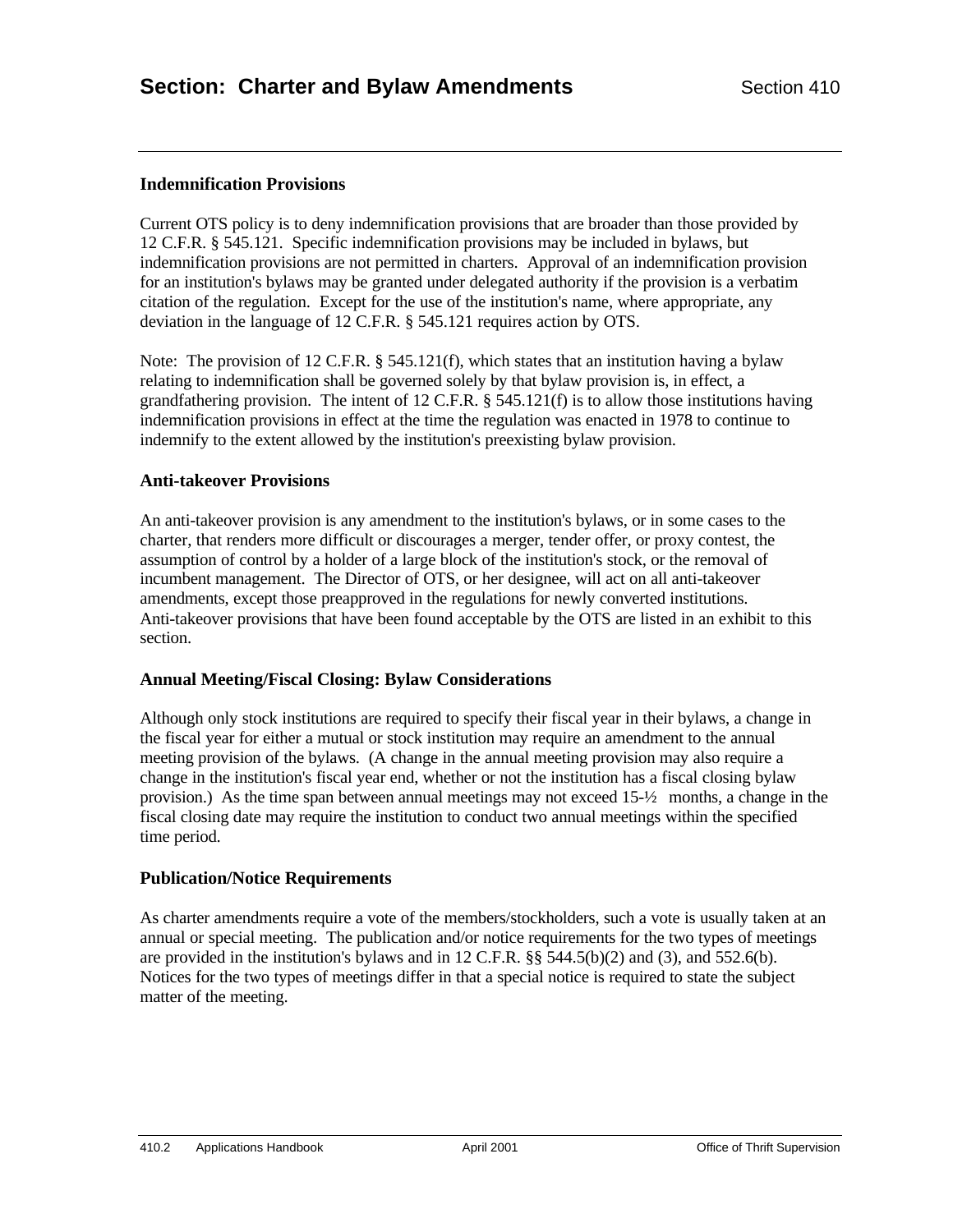### Indemnification Provisions

Current OTS policy is to deny indemnification provisions that are broader than those provided by 12 C.F.R. § 545.121. Specific indemnification provisions may be included in bylaws, but indemnification provisions are not permitted in charters. Approval of an indemnification provision for an institution's bylaws may be granted under delegated authority if the provision is a verbatim citation of the regulation. Except for the use of the institution's name, where appropriate, any deviation in the language of 12 C.F.R. § 545.121 requires action by OTS.

Note: The provision of 12 C.F.R. § 545.121(f), which states that an institution having a bylaw relating to indemnification shall be governed solely by that bylaw provision is, in effect, a grandfathering provision. The intent of 12 C.F.R. § 545.121(f) is to allow those institutions having indemnification provisions in effect at the time the regulation was enacted in 1978 to continue to indemnify to the extent allowed by the institution's preexisting bylaw provision.

### Anti-takeover Provisions

An anti-takeover provision is any amendment to the institution's bylaws, or in some cases to the charter, that renders more difficult or discourages a merger, tender offer, or proxy contest, the assumption of control by a holder of a large block of the institution's stock, or the removal of incumbent management. The Director of OTS, or her designee, will act on all anti-takeover amendments, except those preapproved in the regulations for newly converted institutions. Anti-takeover provisions that have been found acceptable by the OTS are listed in an exhibit to this section.

### Annual Meeting/Fiscal Closing: Bylaw Considerations

Although only stock institutions are required to specify their fiscal year in their bylaws, a change in the fiscal year for either a mutual or stock institution may require an amendment to the annual meeting provision of the bylaws. (A change in the annual meeting provision may also require a change in the institution's fiscal year end, whether or not the institution has a fiscal closing bylaw provision.) As the time span between annual meetings may not exceed 15-½ months, a change in the fiscal closing date may require the institution to conduct two annual meetings within the specified time period.

### Publication/Notice Requirements

As charter amendments require a vote of the members/stockholders, such a vote is usually taken at an annual or special meeting. The publication and/or notice requirements for the two types of meetings are provided in the institution's bylaws and in 12 C.F.R. §§ 544.5(b)(2) and (3), and 552.6(b). Notices for the two types of meetings differ in that a special notice is required to state the subject matter of the meeting.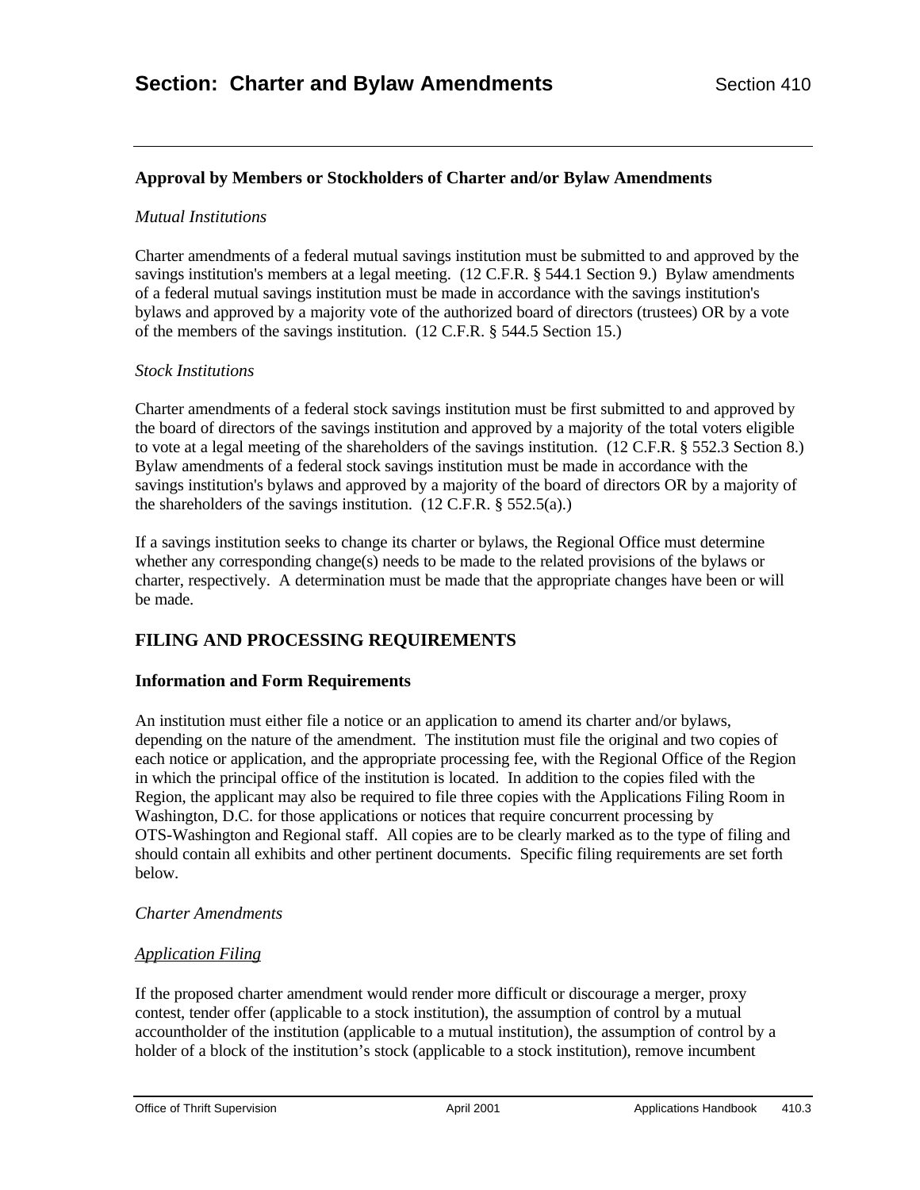# Section: Charter and Bylaw Amendments

### Approval by Members or Stockholders of Charter and/or Bylaw Amendments

*Mutual Institutions*

Charter amendments of a federal mutual savings institution must be submitted to and approved by the savings institution's members at a legal meeting. (12 C.F.R. § 544.1 Section 9.) Bylaw amendments of a federal mutual savings institution must be made in accordance with the savings institution's bylaws and approved by a majority vote of the authorized board of directors (trustees) OR by a vote of the members of the savings institution. (12 C.F.R. § 544.5 Section 15.)

*Stock Institutions*

Charter amendments of a federal stock savings institution must be first submitted to and approved by the board of directors of the savings institution and approved by a majority of the total voters eligible to vote at a legal meeting of the shareholders of the savings institution. (12 C.F.R. § 552.3 Section 8.) Bylaw amendments of a federal stock savings institution must be made in accordance with the savings institution's bylaws and approved by a majority of the board of directors OR by a majority of the shareholders of the savings institution. (12 C.F.R. § 552.5(a).)

If a savings institution seeks to change its charter or bylaws, the Regional Office must determine whether any corresponding change(s) needs to be made to the related provisions of the bylaws or charter, respectively. A determination must be made that the appropriate changes have been or will be made.

## FILING AND PROCESSING REQUIREMENTS

### Information and Form Requirements

An institution must either file a notice or an application to amend its charter and/or bylaws, depending on the nature of the amendment. The institution must file the original and two copies of each notice or application, and the appropriate processing fee, with the Regional Office of the Region in which the principal office of the institution is located. In addition to the copies filed with the Region, the applicant may also be required to file three copies with the Applications Filing Room in Washington, D.C. for those applications or notices that require concurrent processing by OTS-Washington and Regional staff. All copies are to be clearly marked as to the type of filing and should contain all exhibits and other pertinent documents. Specific filing requirements are set forth below.

*Charter Amendments*

*Application Filing*

If the proposed charter amendment would render more difficult or discourage a merger, proxy contest, tender offer (applicable to a stock institution), the assumption of control by a mutual accountholder of the institution (applicable to a mutual institution), the assumption of control by a holder of a block of the institution's stock (applicable to a stock institution), remove incumbent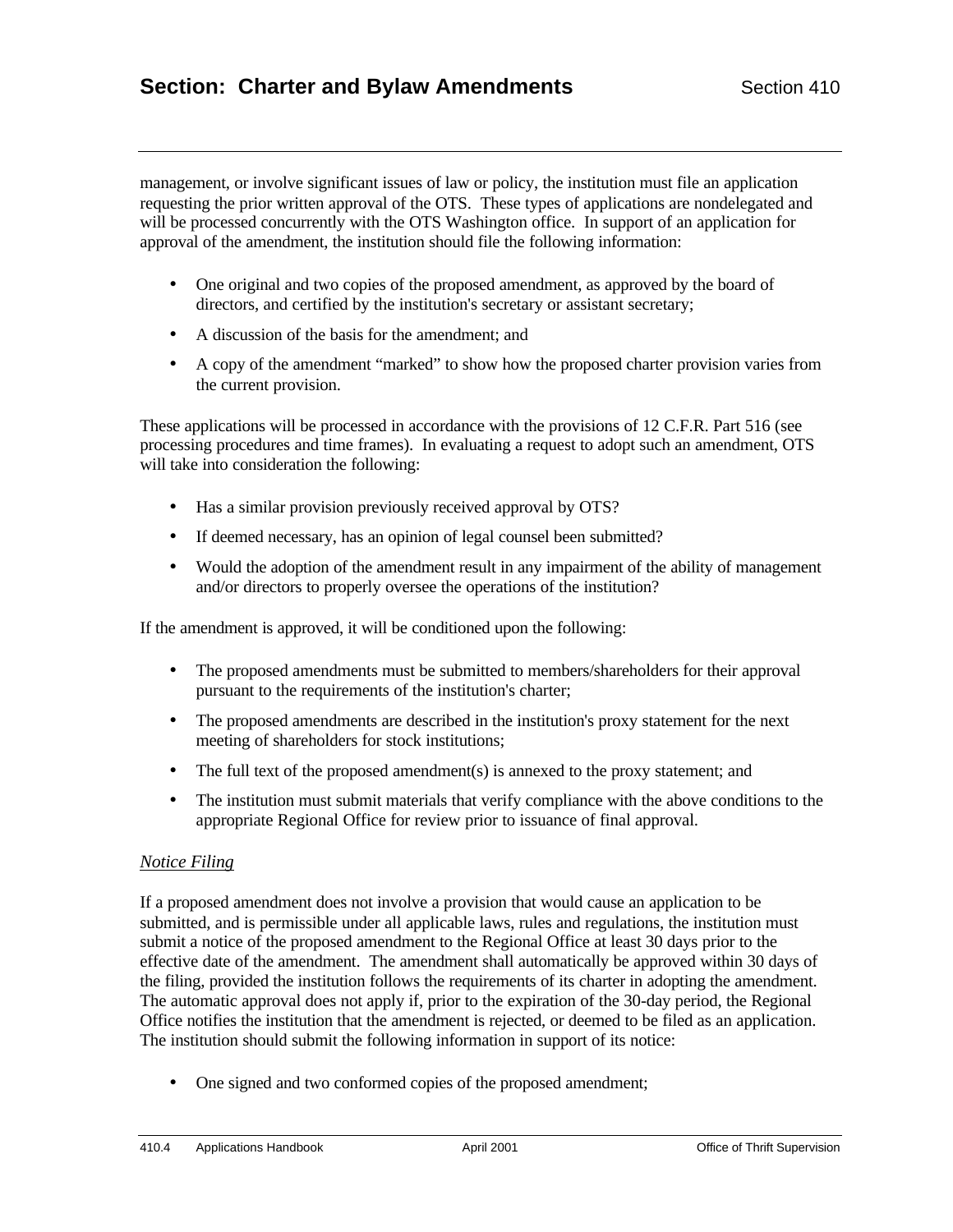management, or involve significant issues of law or policy, the institution must file an application requesting the prior written approval of the OTS. These types of applications are nondelegated and will be processed concurrently with the OTS Washington office. In support of an application for approval of the amendment, the institution should file the following information:

- One original and two copies of the proposed amendment, as approved by the board of directors, and certified by the institution's secretary or assistant secretary;
- A discussion of the basis for the amendment; and
- A copy of the amendment "marked" to show how the proposed charter provision varies from the current provision.

These applications will be processed in accordance with the provisions of 12 C.F.R. Part 516 (see processing procedures and time frames). In evaluating a request to adopt such an amendment, OTS will take into consideration the following:

- Has a similar provision previously received approval by OTS?
- If deemed necessary, has an opinion of legal counsel been submitted?
- Would the adoption of the amendment result in any impairment of the ability of management and/or directors to properly oversee the operations of the institution?

If the amendment is approved, it will be conditioned upon the following:

- The proposed amendments must be submitted to members/shareholders for their approval pursuant to the requirements of the institution's charter;
- The proposed amendments are described in the institution's proxy statement for the next meeting of shareholders for stock institutions;
- The full text of the proposed amendment(s) is annexed to the proxy statement; and
- The institution must submit materials that verify compliance with the above conditions to the appropriate Regional Office for review prior to issuance of final approval.

*Notice Filing*

If a proposed amendment does not involve a provision that would cause an application to be submitted, and is permissible under all applicable laws, rules and regulations, the institution must submit a notice of the proposed amendment to the Regional Office at least 30 days prior to the effective date of the amendment. The amendment shall automatically be approved within 30 days of the filing, provided the institution follows the requirements of its charter in adopting the amendment. The automatic approval does not apply if, prior to the expiration of the 30-day period, the Regional Office notifies the institution that the amendment is rejected, or deemed to be filed as an application. The institution should submit the following information in support of its notice:

- One signed and two conformed copies of the proposed amendment;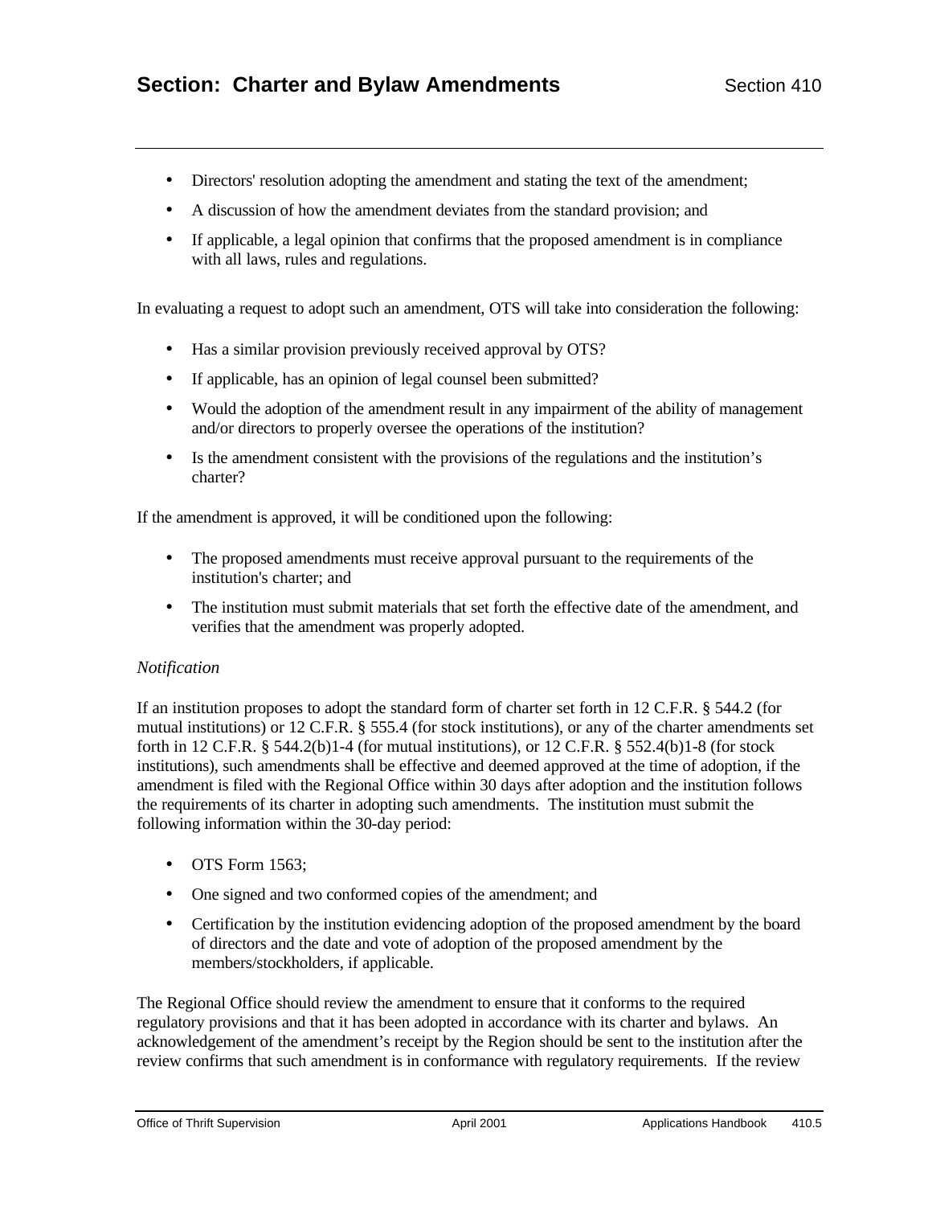- Directors' resolution adopting the amendment and stating the text of the amendment;
- A discussion of how the amendment deviates from the standard provision; and
- If applicable, a legal opinion that confirms that the proposed amendment is in compliance with all laws, rules and regulations.

In evaluating a request to adopt such an amendment, OTS will take into consideration the following:

- Has a similar provision previously received approval by OTS?
- If applicable, has an opinion of legal counsel been submitted?
- Would the adoption of the amendment result in any impairment of the ability of management and/or directors to properly oversee the operations of the institution?
- Is the amendment consistent with the provisions of the regulations and the institution's charter?

If the amendment is approved, it will be conditioned upon the following:

- The proposed amendments must receive approval pursuant to the requirements of the institution's charter; and
- The institution must submit materials that set forth the effective date of the amendment, and verifies that the amendment was properly adopted.

*Notification*

If an institution proposes to adopt the standard form of charter set forth in 12 C.F.R. § 544.2 (for mutual institutions) or 12 C.F.R. § 555.4 (for stock institutions), or any of the charter amendments set forth in 12 C.F.R. § 544.2(b)1-4 (for mutual institutions), or 12 C.F.R. § 552.4(b)1-8 (for stock institutions), such amendments shall be effective and deemed approved at the time of adoption, if the amendment is filed with the Regional Office within 30 days after adoption and the institution follows the requirements of its charter in adopting such amendments. The institution must submit the following information within the 30-day period:

- OTS Form 1563;
- One signed and two conformed copies of the amendment; and
- Certification by the institution evidencing adoption of the proposed amendment by the board of directors and the date and vote of adoption of the proposed amendment by the members/stockholders, if applicable.

The Regional Office should review the amendment to ensure that it conforms to the required regulatory provisions and that it has been adopted in accordance with its charter and bylaws. An acknowledgement of the amendment's receipt by the Region should be sent to the institution after the review confirms that such amendment is in conformance with regulatory requirements. If the review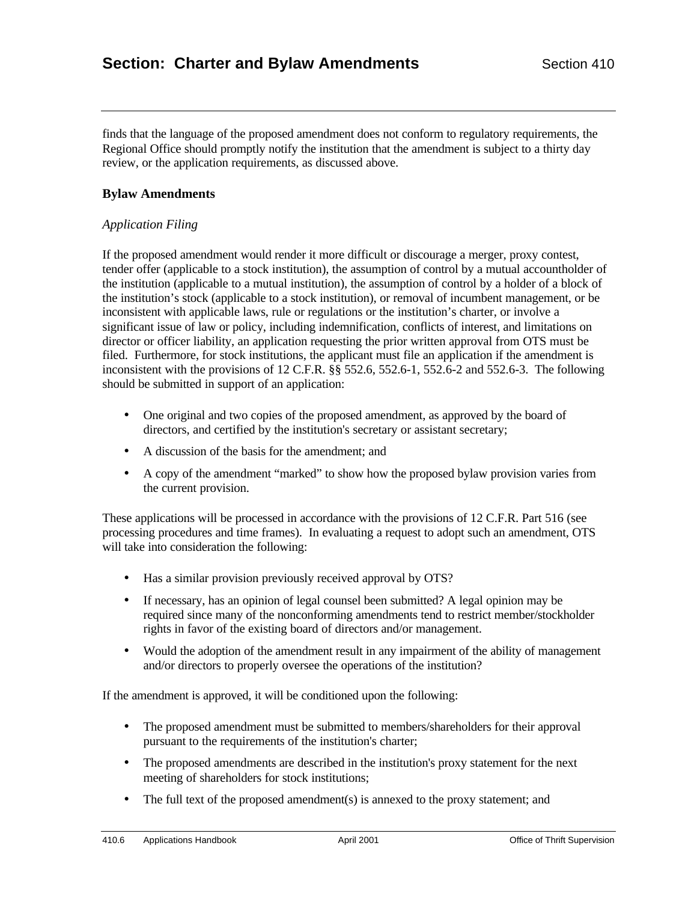finds that the language of the proposed amendment does not conform to regulatory requirements, the Regional Office should promptly notify the institution that the amendment is subject to a thirty day review, or the application requirements, as discussed above.

### Bylaw Amendments

*Application Filing*

If the proposed amendment would render it more difficult or discourage a merger, proxy contest, tender offer (applicable to a stock institution), the assumption of control by a mutual accountholder of the institution (applicable to a mutual institution), the assumption of control by a holder of a block of the institution's stock (applicable to a stock institution), or removal of incumbent management, or be inconsistent with applicable laws, rule or regulations or the institution's charter, or involve a significant issue of law or policy, including indemnification, conflicts of interest, and limitations on director or officer liability, an application requesting the prior written approval from OTS must be filed. Furthermore, for stock institutions, the applicant must file an application if the amendment is inconsistent with the provisions of 12 C.F.R. §§ 552.6, 552.6-1, 552.6-2 and 552.6-3. The following should be submitted in support of an application:

- One original and two copies of the proposed amendment, as approved by the board of directors, and certified by the institution's secretary or assistant secretary;
- A discussion of the basis for the amendment; and
- A copy of the amendment "marked" to show how the proposed bylaw provision varies from the current provision.

These applications will be processed in accordance with the provisions of 12 C.F.R. Part 516 (see processing procedures and time frames). In evaluating a request to adopt such an amendment, OTS will take into consideration the following:

- Has a similar provision previously received approval by OTS?
- If necessary, has an opinion of legal counsel been submitted? A legal opinion may be required since many of the nonconforming amendments tend to restrict member/stockholder rights in favor of the existing board of directors and/or management.
- Would the adoption of the amendment result in any impairment of the ability of management and/or directors to properly oversee the operations of the institution?

If the amendment is approved, it will be conditioned upon the following:

- The proposed amendment must be submitted to members/shareholders for their approval pursuant to the requirements of the institution's charter;
- The proposed amendments are described in the institution's proxy statement for the next meeting of shareholders for stock institutions;
- The full text of the proposed amendment(s) is annexed to the proxy statement; and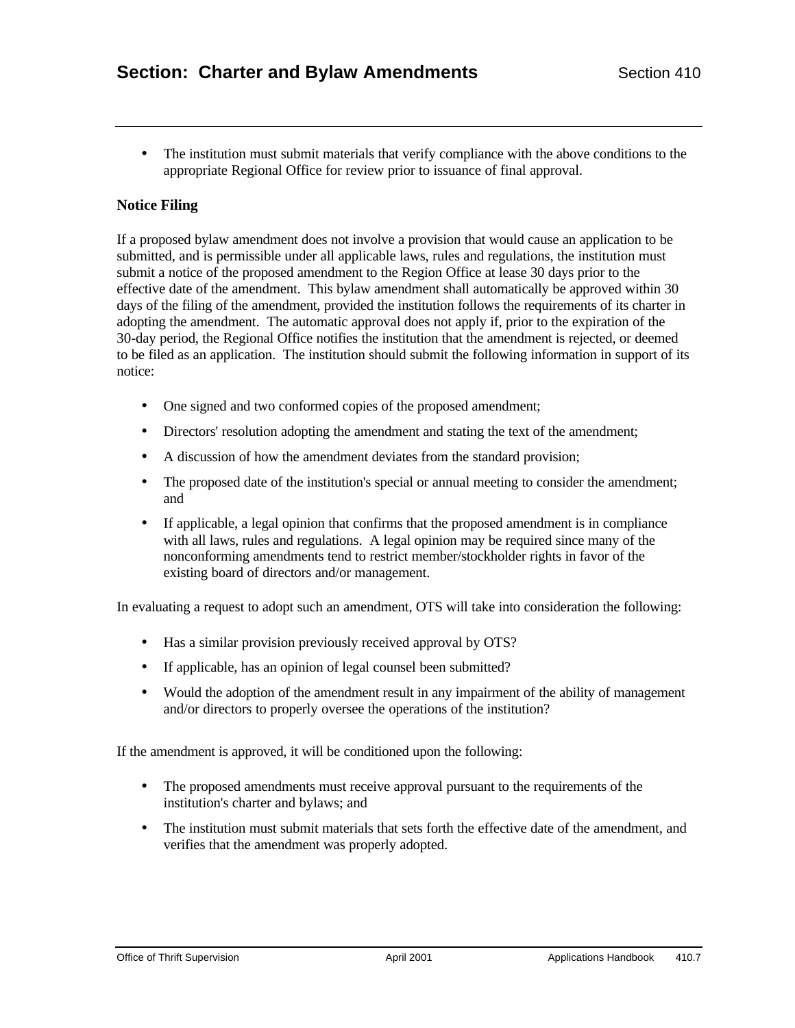- The institution must submit materials that verify compliance with the above conditions to the appropriate Regional Office for review prior to issuance of final approval.

**Notice Filing**

If a proposed bylaw amendment does not involve a provision that would cause an application to be submitted, and is permissible under all applicable laws, rules and regulations, the institution must submit a notice of the proposed amendment to the Region Office at lease 30 days prior to the effective date of the amendment. This bylaw amendment shall automatically be approved within 30 days of the filing of the amendment, provided the institution follows the requirements of its charter in adopting the amendment. The automatic approval does not apply if, prior to the expiration of the 30-day period, the Regional Office notifies the institution that the amendment is rejected, or deemed to be filed as an application. The institution should submit the following information in support of its notice:

- One signed and two conformed copies of the proposed amendment;
- Directors' resolution adopting the amendment and stating the text of the amendment;
- A discussion of how the amendment deviates from the standard provision;
- The proposed date of the institution's special or annual meeting to consider the amendment; and
- If applicable, a legal opinion that confirms that the proposed amendment is in compliance with all laws, rules and regulations. A legal opinion may be required since many of the nonconforming amendments tend to restrict member/stockholder rights in favor of the existing board of directors and/or management.

In evaluating a request to adopt such an amendment, OTS will take into consideration the following:

- Has a similar provision previously received approval by OTS?
- If applicable, has an opinion of legal counsel been submitted?
- Would the adoption of the amendment result in any impairment of the ability of management and/or directors to properly oversee the operations of the institution?

If the amendment is approved, it will be conditioned upon the following:

- The proposed amendments must receive approval pursuant to the requirements of the institution's charter and bylaws; and
- The institution must submit materials that sets forth the effective date of the amendment, and verifies that the amendment was properly adopted.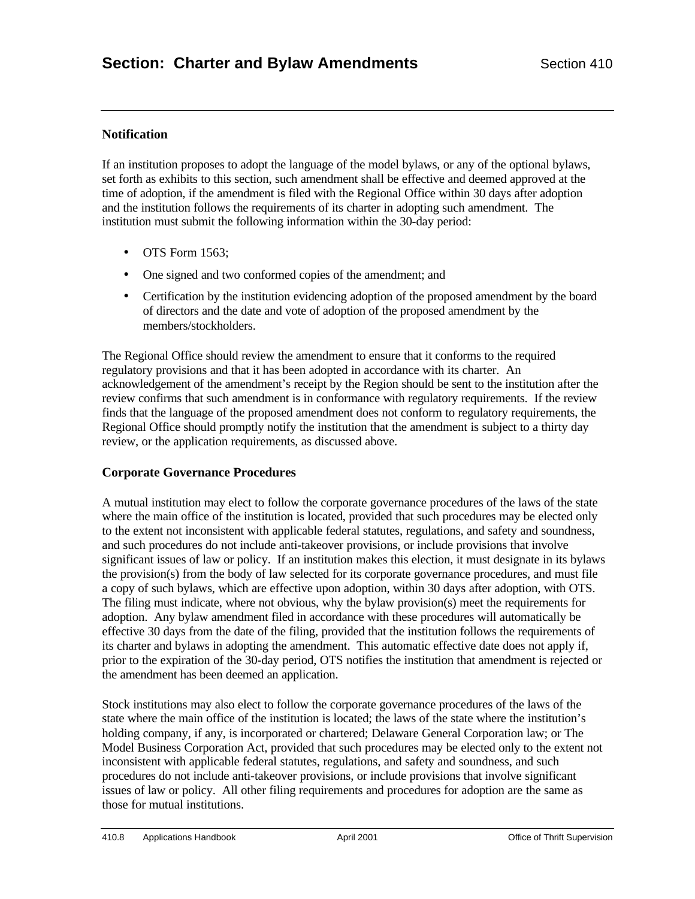## Notification

If an institution proposes to adopt the language of the model bylaws, or any of the optional bylaws, set forth as exhibits to this section, such amendment shall be effective and deemed approved at the time of adoption, if the amendment is filed with the Regional Office within 30 days after adoption and the institution follows the requirements of its charter in adopting such amendment. The institution must submit the following information within the 30-day period:

- OTS Form 1563;
- One signed and two conformed copies of the amendment; and
- Certification by the institution evidencing adoption of the proposed amendment by the board of directors and the date and vote of adoption of the proposed amendment by the members/stockholders.

The Regional Office should review the amendment to ensure that it conforms to the required regulatory provisions and that it has been adopted in accordance with its charter. An acknowledgement of the amendment's receipt by the Region should be sent to the institution after the review confirms that such amendment is in conformance with regulatory requirements. If the review finds that the language of the proposed amendment does not conform to regulatory requirements, the Regional Office should promptly notify the institution that the amendment is subject to a thirty day review, or the application requirements, as discussed above.

## Corporate Governance Procedures

A mutual institution may elect to follow the corporate governance procedures of the laws of the state where the main office of the institution is located, provided that such procedures may be elected only to the extent not inconsistent with applicable federal statutes, regulations, and safety and soundness, and such procedures do not include anti-takeover provisions, or include provisions that involve significant issues of law or policy. If an institution makes this election, it must designate in its bylaws the provision(s) from the body of law selected for its corporate governance procedures, and must file a copy of such bylaws, which are effective upon adoption, within 30 days after adoption, with OTS. The filing must indicate, where not obvious, why the bylaw provision(s) meet the requirements for adoption. Any bylaw amendment filed in accordance with these procedures will automatically be effective 30 days from the date of the filing, provided that the institution follows the requirements of its charter and bylaws in adopting the amendment. This automatic effective date does not apply if, prior to the expiration of the 30-day period, OTS notifies the institution that amendment is rejected or the amendment has been deemed an application.

Stock institutions may also elect to follow the corporate governance procedures of the laws of the state where the main office of the institution is located; the laws of the state where the institution's holding company, if any, is incorporated or chartered; Delaware General Corporation law; or The Model Business Corporation Act, provided that such procedures may be elected only to the extent not inconsistent with applicable federal statutes, regulations, and safety and soundness, and such procedures do not include anti-takeover provisions, or include provisions that involve significant issues of law or policy. All other filing requirements and procedures for adoption are the same as those for mutual institutions.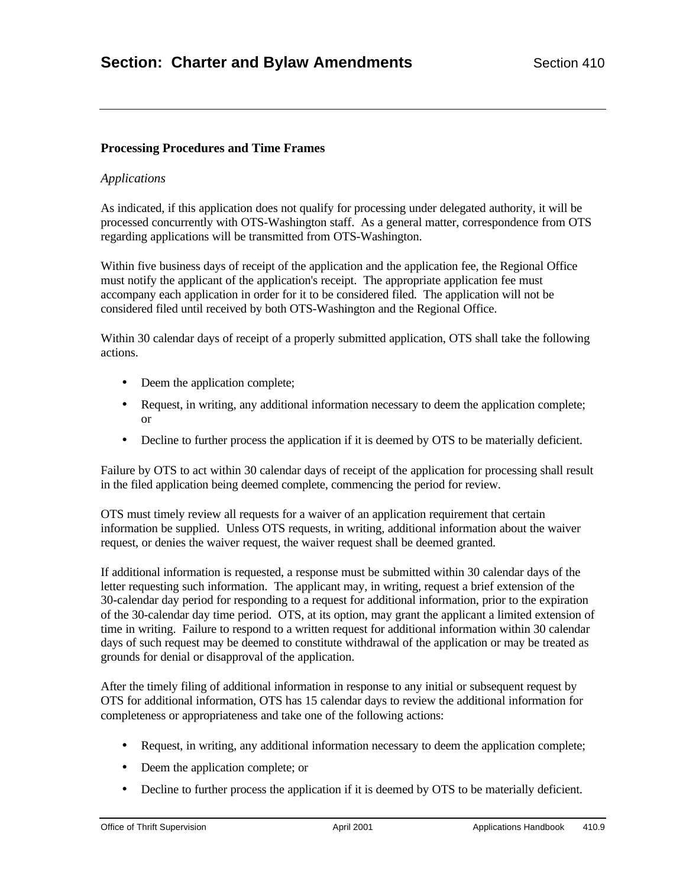### Processing Procedures and Time Frames

*Applications*

As indicated, if this application does not qualify for processing under delegated authority, it will be processed concurrently with OTS-Washington staff. As a general matter, correspondence from OTS regarding applications will be transmitted from OTS-Washington.

Within five business days of receipt of the application and the application fee, the Regional Office must notify the applicant of the application's receipt. The appropriate application fee must accompany each application in order for it to be considered filed. The application will not be considered filed until received by both OTS-Washington and the Regional Office.

Within 30 calendar days of receipt of a properly submitted application, OTS shall take the following actions.

- Deem the application complete;
- Request, in writing, any additional information necessary to deem the application complete; or
- Decline to further process the application if it is deemed by OTS to be materially deficient.

Failure by OTS to act within 30 calendar days of receipt of the application for processing shall result in the filed application being deemed complete, commencing the period for review.

OTS must timely review all requests for a waiver of an application requirement that certain information be supplied. Unless OTS requests, in writing, additional information about the waiver request, or denies the waiver request, the waiver request shall be deemed granted.

If additional information is requested, a response must be submitted within 30 calendar days of the letter requesting such information. The applicant may, in writing, request a brief extension of the 30-calendar day period for responding to a request for additional information, prior to the expiration of the 30-calendar day time period. OTS, at its option, may grant the applicant a limited extension of time in writing. Failure to respond to a written request for additional information within 30 calendar days of such request may be deemed to constitute withdrawal of the application or may be treated as grounds for denial or disapproval of the application.

After the timely filing of additional information in response to any initial or subsequent request by OTS for additional information, OTS has 15 calendar days to review the additional information for completeness or appropriateness and take one of the following actions:

- Request, in writing, any additional information necessary to deem the application complete;
- Deem the application complete; or
- Decline to further process the application if it is deemed by OTS to be materially deficient.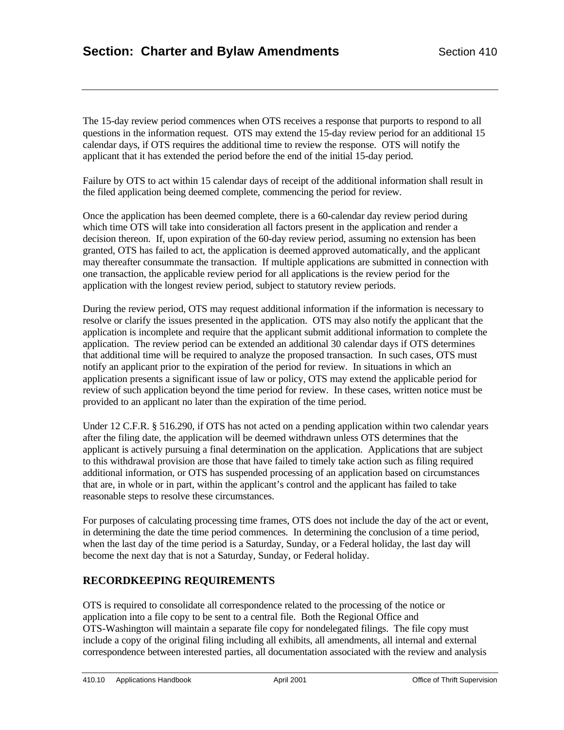The 15-day review period commences when OTS receives a response that purports to respond to all questions in the information request. OTS may extend the 15-day review period for an additional 15 calendar days, if OTS requires the additional time to review the response. OTS will notify the applicant that it has extended the period before the end of the initial 15-day period.

Failure by OTS to act within 15 calendar days of receipt of the additional information shall result in the filed application being deemed complete, commencing the period for review.

Once the application has been deemed complete, there is a 60-calendar day review period during which time OTS will take into consideration all factors present in the application and render a decision thereon. If, upon expiration of the 60-day review period, assuming no extension has been granted, OTS has failed to act, the application is deemed approved automatically, and the applicant may thereafter consummate the transaction. If multiple applications are submitted in connection with one transaction, the applicable review period for all applications is the review period for the application with the longest review period, subject to statutory review periods.

During the review period, OTS may request additional information if the information is necessary to resolve or clarify the issues presented in the application. OTS may also notify the applicant that the application is incomplete and require that the applicant submit additional information to complete the application. The review period can be extended an additional 30 calendar days if OTS determines that additional time will be required to analyze the proposed transaction. In such cases, OTS must notify an applicant prior to the expiration of the period for review. In situations in which an application presents a significant issue of law or policy, OTS may extend the applicable period for review of such application beyond the time period for review. In these cases, written notice must be provided to an applicant no later than the expiration of the time period.

Under 12 C.F.R. § 516.290, if OTS has not acted on a pending application within two calendar years after the filing date, the application will be deemed withdrawn unless OTS determines that the applicant is actively pursuing a final determination on the application. Applications that are subject to this withdrawal provision are those that have failed to timely take action such as filing required additional information, or OTS has suspended processing of an application based on circumstances that are, in whole or in part, within the applicant's control and the applicant has failed to take reasonable steps to resolve these circumstances.

For purposes of calculating processing time frames, OTS does not include the day of the act or event, in determining the date the time period commences. In determining the conclusion of a time period, when the last day of the time period is a Saturday, Sunday, or a Federal holiday, the last day will become the next day that is not a Saturday, Sunday, or Federal holiday.

## RECORDKEEPING REQUIREMENTS

OTS is required to consolidate all correspondence related to the processing of the notice or application into a file copy to be sent to a central file. Both the Regional Office and OTS-Washington will maintain a separate file copy for nondelegated filings. The file copy must include a copy of the original filing including all exhibits, all amendments, all internal and external correspondence between interested parties, all documentation associated with the review and analysis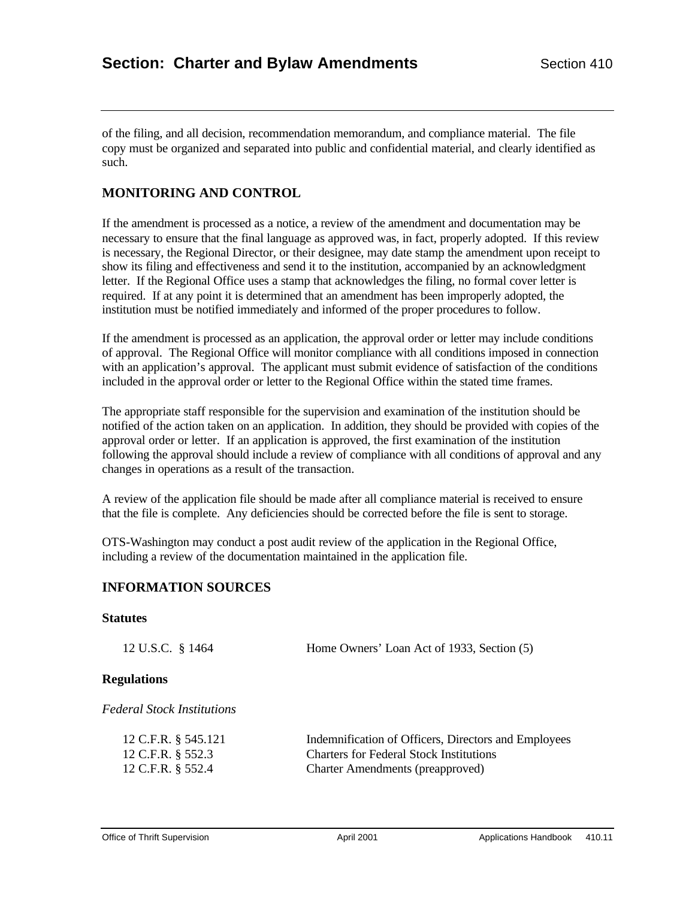of the filing, and all decision, recommendation memorandum, and compliance material. The file copy must be organized and separated into public and confidential material, and clearly identified as such.

## MONITORING AND CONTROL

If the amendment is processed as a notice, a review of the amendment and documentation may be necessary to ensure that the final language as approved was, in fact, properly adopted. If this review is necessary, the Regional Director, or their designee, may date stamp the amendment upon receipt to show its filing and effectiveness and send it to the institution, accompanied by an acknowledgment letter. If the Regional Office uses a stamp that acknowledges the filing, no formal cover letter is required. If at any point it is determined that an amendment has been improperly adopted, the institution must be notified immediately and informed of the proper procedures to follow.

If the amendment is processed as an application, the approval order or letter may include conditions of approval. The Regional Office will monitor compliance with all conditions imposed in connection with an application's approval. The applicant must submit evidence of satisfaction of the conditions included in the approval order or letter to the Regional Office within the stated time frames.

The appropriate staff responsible for the supervision and examination of the institution should be notified of the action taken on an application. In addition, they should be provided with copies of the approval order or letter. If an application is approved, the first examination of the institution following the approval should include a review of compliance with all conditions of approval and any changes in operations as a result of the transaction.

A review of the application file should be made after all compliance material is received to ensure that the file is complete. Any deficiencies should be corrected before the file is sent to storage.

OTS-Washington may conduct a post audit review of the application in the Regional Office, including a review of the documentation maintained in the application file.

## INFORMATION SOURCES

### Statutes

| | |
|---|---|
| 12 U.S.C. § 1464 | Home Owners' Loan Act of 1933, Section (5) |

### Regulations

*Federal Stock Institutions*

| | |
|---|---|
| 12 C.F.R. § 545.121 | Indemnification of Officers, Directors and Employees |
| 12 C.F.R. § 552.3 | Charters for Federal Stock Institutions |
| 12 C.F.R. § 552.4 | Charter Amendments (preapproved) |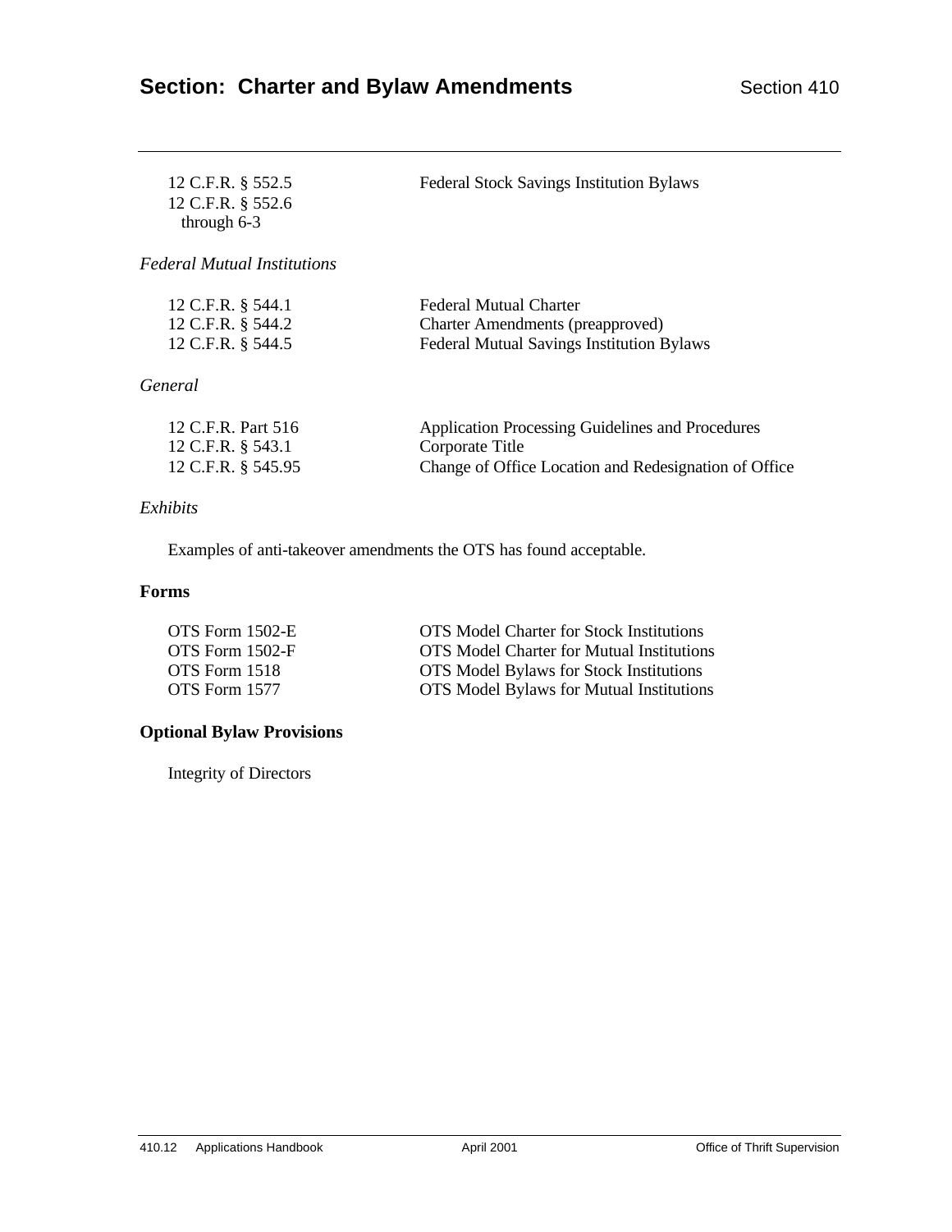| | |
|---|---|
| 12 C.F.R. § 552.5 | Federal Stock Savings Institution Bylaws |
| 12 C.F.R. § 552.6 through 6-3 | |

*Federal Mutual Institutions*

| | |
|---|---|
| 12 C.F.R. § 544.1 | Federal Mutual Charter |
| 12 C.F.R. § 544.2 | Charter Amendments (preapproved) |
| 12 C.F.R. § 544.5 | Federal Mutual Savings Institution Bylaws |

*General*

| | |
|---|---|
| 12 C.F.R. Part 516 | Application Processing Guidelines and Procedures |
| 12 C.F.R. § 543.1 | Corporate Title |
| 12 C.F.R. § 545.95 | Change of Office Location and Redesignation of Office |

*Exhibits*

Examples of anti-takeover amendments the OTS has found acceptable.

**Forms**

| | |
|---|---|
| OTS Form 1502-E | OTS Model Charter for Stock Institutions |
| OTS Form 1502-F | OTS Model Charter for Mutual Institutions |
| OTS Form 1518 | OTS Model Bylaws for Stock Institutions |
| OTS Form 1577 | OTS Model Bylaws for Mutual Institutions |

**Optional Bylaw Provisions**

Integrity of Directors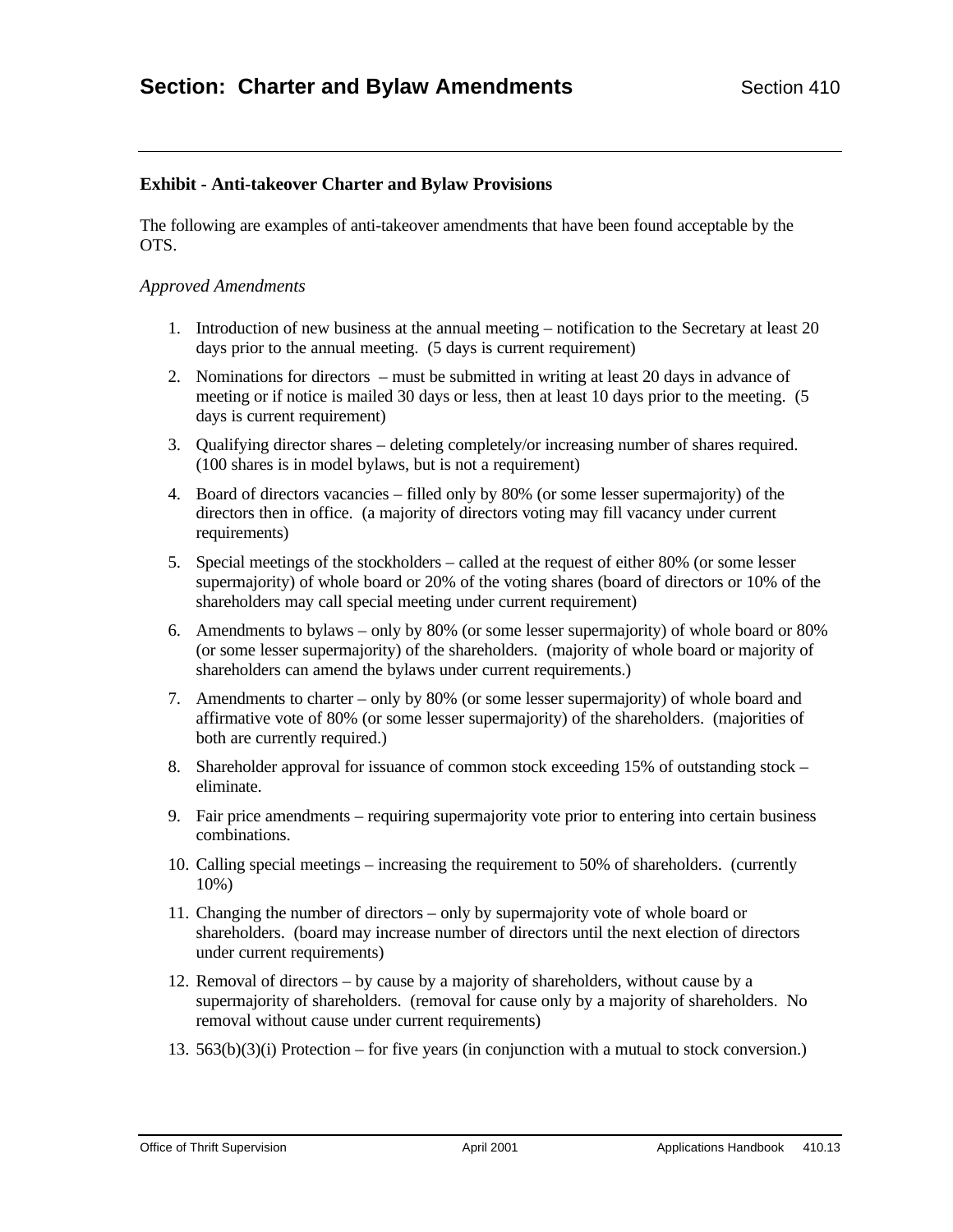# Section: Charter and Bylaw Amendments

**Exhibit - Anti-takeover Charter and Bylaw Provisions**

The following are examples of anti-takeover amendments that have been found acceptable by the OTS.

*Approved Amendments*

1. Introduction of new business at the annual meeting – notification to the Secretary at least 20 days prior to the annual meeting. (5 days is current requirement)
2. Nominations for directors – must be submitted in writing at least 20 days in advance of meeting or if notice is mailed 30 days or less, then at least 10 days prior to the meeting. (5 days is current requirement)
3. Qualifying director shares – deleting completely/or increasing number of shares required. (100 shares is in model bylaws, but is not a requirement)
4. Board of directors vacancies – filled only by 80% (or some lesser supermajority) of the directors then in office. (a majority of directors voting may fill vacancy under current requirements)
5. Special meetings of the stockholders – called at the request of either 80% (or some lesser supermajority) of whole board or 20% of the voting shares (board of directors or 10% of the shareholders may call special meeting under current requirement)
6. Amendments to bylaws – only by 80% (or some lesser supermajority) of whole board or 80% (or some lesser supermajority) of the shareholders. (majority of whole board or majority of shareholders can amend the bylaws under current requirements.)
7. Amendments to charter – only by 80% (or some lesser supermajority) of whole board and affirmative vote of 80% (or some lesser supermajority) of the shareholders. (majorities of both are currently required.)
8. Shareholder approval for issuance of common stock exceeding 15% of outstanding stock – eliminate.
9. Fair price amendments – requiring supermajority vote prior to entering into certain business combinations.
10. Calling special meetings – increasing the requirement to 50% of shareholders. (currently 10%)
11. Changing the number of directors – only by supermajority vote of whole board or shareholders. (board may increase number of directors until the next election of directors under current requirements)
12. Removal of directors – by cause by a majority of shareholders, without cause by a supermajority of shareholders. (removal for cause only by a majority of shareholders. No removal without cause under current requirements)
13. 563(b)(3)(i) Protection – for five years (in conjunction with a mutual to stock conversion.)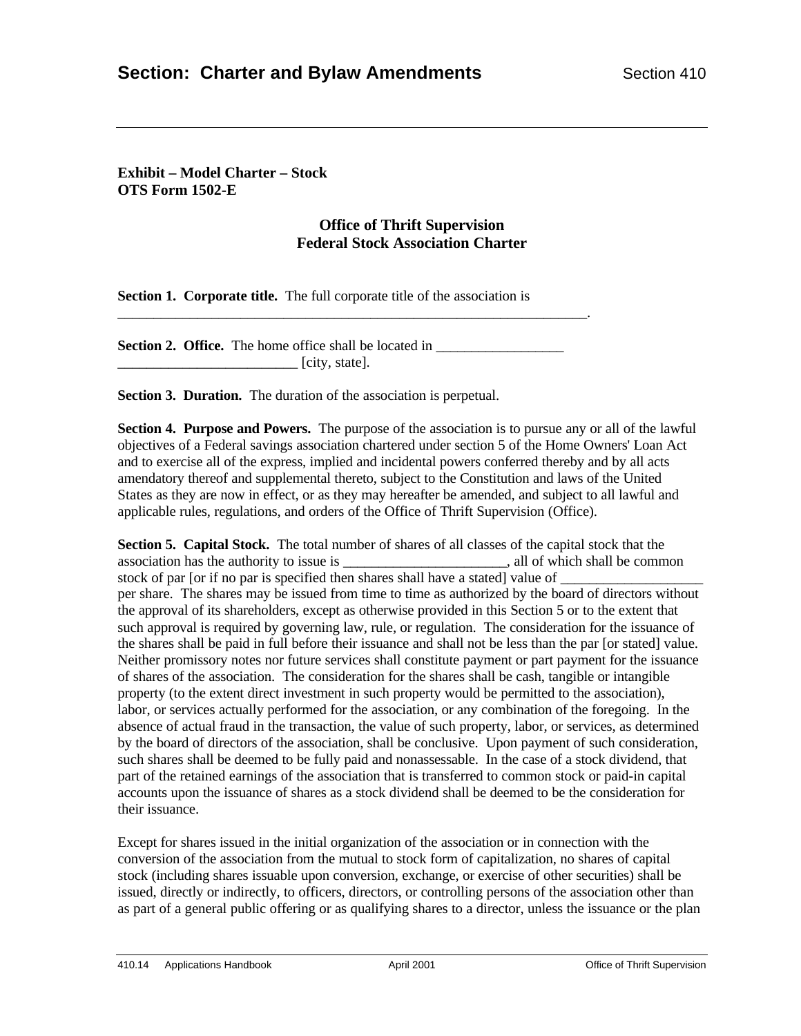**Exhibit – Model Charter – Stock**
**OTS Form 1502-E**

**Office of Thrift Supervision**
**Federal Stock Association Charter**

**Section 1. Corporate title.** The full corporate title of the association is _____________________________________________________________________.

**Section 2. Office.** The home office shall be located in __________________ _________________________ [city, state].

**Section 3. Duration.** The duration of the association is perpetual.

**Section 4. Purpose and Powers.** The purpose of the association is to pursue any or all of the lawful objectives of a Federal savings association chartered under section 5 of the Home Owners' Loan Act and to exercise all of the express, implied and incidental powers conferred thereby and by all acts amendatory thereof and supplemental thereto, subject to the Constitution and laws of the United States as they are now in effect, or as they may hereafter be amended, and subject to all lawful and applicable rules, regulations, and orders of the Office of Thrift Supervision (Office).

**Section 5. Capital Stock.** The total number of shares of all classes of the capital stock that the association has the authority to issue is _______________________, all of which shall be common stock of par [or if no par is specified then shares shall have a stated] value of ____________________ per share. The shares may be issued from time to time as authorized by the board of directors without the approval of its shareholders, except as otherwise provided in this Section 5 or to the extent that such approval is required by governing law, rule, or regulation. The consideration for the issuance of the shares shall be paid in full before their issuance and shall not be less than the par [or stated] value. Neither promissory notes nor future services shall constitute payment or part payment for the issuance of shares of the association. The consideration for the shares shall be cash, tangible or intangible property (to the extent direct investment in such property would be permitted to the association), labor, or services actually performed for the association, or any combination of the foregoing. In the absence of actual fraud in the transaction, the value of such property, labor, or services, as determined by the board of directors of the association, shall be conclusive. Upon payment of such consideration, such shares shall be deemed to be fully paid and nonassessable. In the case of a stock dividend, that part of the retained earnings of the association that is transferred to common stock or paid-in capital accounts upon the issuance of shares as a stock dividend shall be deemed to be the consideration for their issuance.

Except for shares issued in the initial organization of the association or in connection with the conversion of the association from the mutual to stock form of capitalization, no shares of capital stock (including shares issuable upon conversion, exchange, or exercise of other securities) shall be issued, directly or indirectly, to officers, directors, or controlling persons of the association other than as part of a general public offering or as qualifying shares to a director, unless the issuance or the plan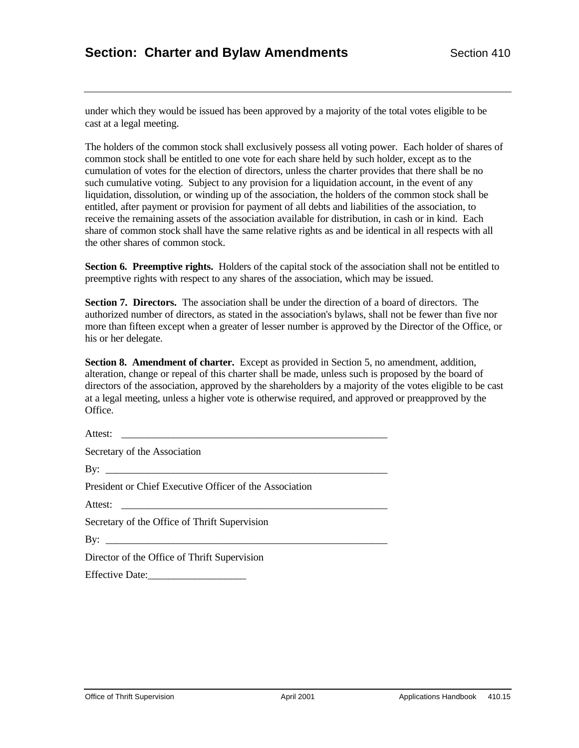under which they would be issued has been approved by a majority of the total votes eligible to be cast at a legal meeting.

The holders of the common stock shall exclusively possess all voting power. Each holder of shares of common stock shall be entitled to one vote for each share held by such holder, except as to the cumulation of votes for the election of directors, unless the charter provides that there shall be no such cumulative voting. Subject to any provision for a liquidation account, in the event of any liquidation, dissolution, or winding up of the association, the holders of the common stock shall be entitled, after payment or provision for payment of all debts and liabilities of the association, to receive the remaining assets of the association available for distribution, in cash or in kind. Each share of common stock shall have the same relative rights as and be identical in all respects with all the other shares of common stock.

**Section 6. Preemptive rights.** Holders of the capital stock of the association shall not be entitled to preemptive rights with respect to any shares of the association, which may be issued.

**Section 7. Directors.** The association shall be under the direction of a board of directors. The authorized number of directors, as stated in the association's bylaws, shall not be fewer than five nor more than fifteen except when a greater of lesser number is approved by the Director of the Office, or his or her delegate.

**Section 8. Amendment of charter.** Except as provided in Section 5, no amendment, addition, alteration, change or repeal of this charter shall be made, unless such is proposed by the board of directors of the association, approved by the shareholders by a majority of the votes eligible to be cast at a legal meeting, unless a higher vote is otherwise required, and approved or preapproved by the Office.

Attest: _____________________________________________________

Secretary of the Association

By: ________________________________________________________

President or Chief Executive Officer of the Association

Attest: _____________________________________________________

Secretary of the Office of Thrift Supervision

By: ________________________________________________________

Director of the Office of Thrift Supervision

Effective Date:___________________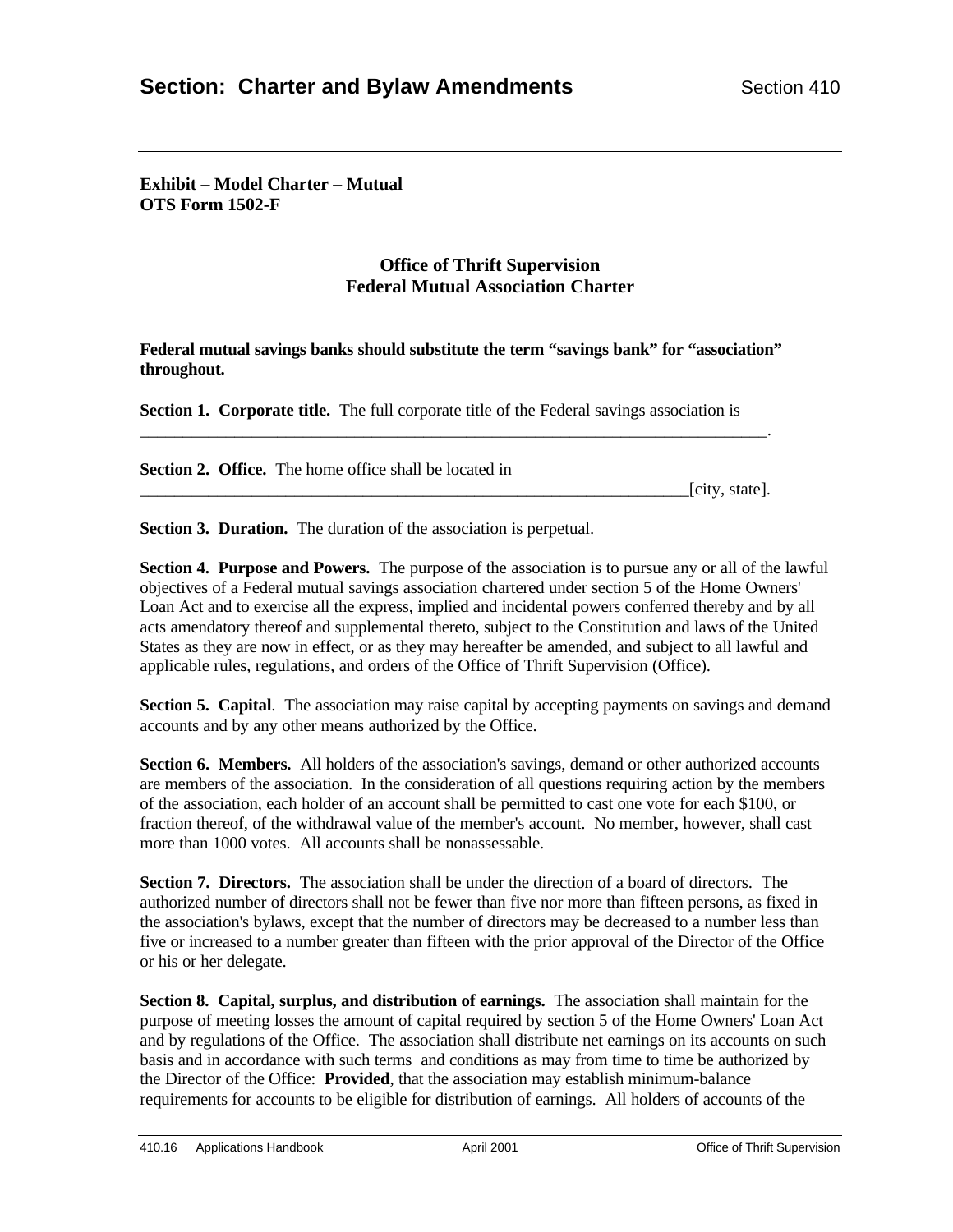**Exhibit – Model Charter – Mutual**
**OTS Form 1502-F**

## Office of Thrift Supervision
## Federal Mutual Association Charter

**Federal mutual savings banks should substitute the term "savings bank" for "association" throughout.**

**Section 1. Corporate title.** The full corporate title of the Federal savings association is ___________________________________________________________________________.

**Section 2. Office.** The home office shall be located in ____________________________________________________________________[city, state].

**Section 3. Duration.** The duration of the association is perpetual.

**Section 4. Purpose and Powers.** The purpose of the association is to pursue any or all of the lawful objectives of a Federal mutual savings association chartered under section 5 of the Home Owners' Loan Act and to exercise all the express, implied and incidental powers conferred thereby and by all acts amendatory thereof and supplemental thereto, subject to the Constitution and laws of the United States as they are now in effect, or as they may hereafter be amended, and subject to all lawful and applicable rules, regulations, and orders of the Office of Thrift Supervision (Office).

**Section 5. Capital**. The association may raise capital by accepting payments on savings and demand accounts and by any other means authorized by the Office.

**Section 6. Members.** All holders of the association's savings, demand or other authorized accounts are members of the association. In the consideration of all questions requiring action by the members of the association, each holder of an account shall be permitted to cast one vote for each $100, or fraction thereof, of the withdrawal value of the member's account. No member, however, shall cast more than 1000 votes. All accounts shall be nonassessable.

**Section 7. Directors.** The association shall be under the direction of a board of directors. The authorized number of directors shall not be fewer than five nor more than fifteen persons, as fixed in the association's bylaws, except that the number of directors may be decreased to a number less than five or increased to a number greater than fifteen with the prior approval of the Director of the Office or his or her delegate.

**Section 8. Capital, surplus, and distribution of earnings.** The association shall maintain for the purpose of meeting losses the amount of capital required by section 5 of the Home Owners' Loan Act and by regulations of the Office. The association shall distribute net earnings on its accounts on such basis and in accordance with such terms and conditions as may from time to time be authorized by the Director of the Office: **Provided**, that the association may establish minimum-balance requirements for accounts to be eligible for distribution of earnings. All holders of accounts of the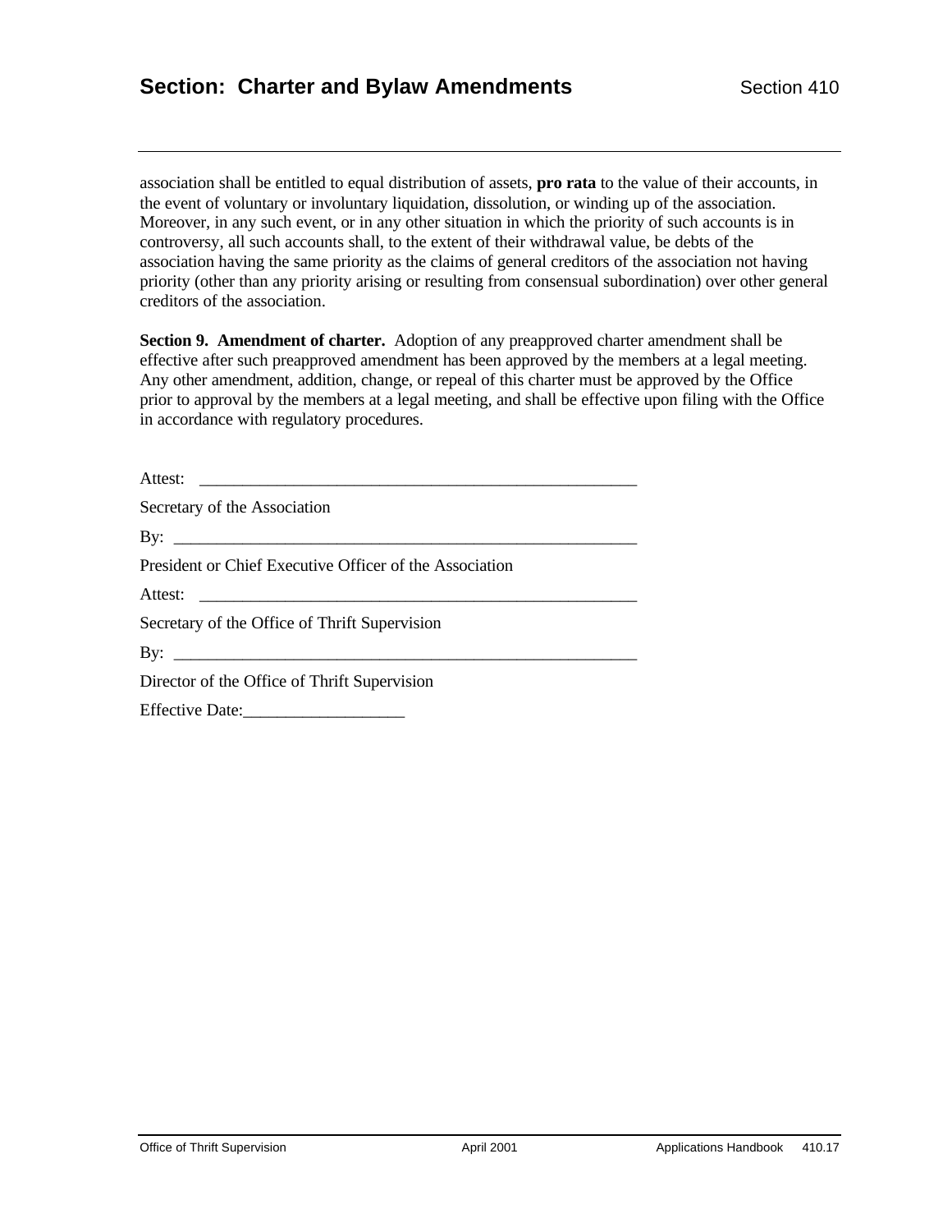association shall be entitled to equal distribution of assets, **pro rata** to the value of their accounts, in the event of voluntary or involuntary liquidation, dissolution, or winding up of the association. Moreover, in any such event, or in any other situation in which the priority of such accounts is in controversy, all such accounts shall, to the extent of their withdrawal value, be debts of the association having the same priority as the claims of general creditors of the association not having priority (other than any priority arising or resulting from consensual subordination) over other general creditors of the association.

**Section 9. Amendment of charter.** Adoption of any preapproved charter amendment shall be effective after such preapproved amendment has been approved by the members at a legal meeting. Any other amendment, addition, change, or repeal of this charter must be approved by the Office prior to approval by the members at a legal meeting, and shall be effective upon filing with the Office in accordance with regulatory procedures.

Attest: _____________________________________________________

Secretary of the Association

By: ________________________________________________________

President or Chief Executive Officer of the Association

Attest: _____________________________________________________

Secretary of the Office of Thrift Supervision

By: ________________________________________________________

Director of the Office of Thrift Supervision

Effective Date:___________________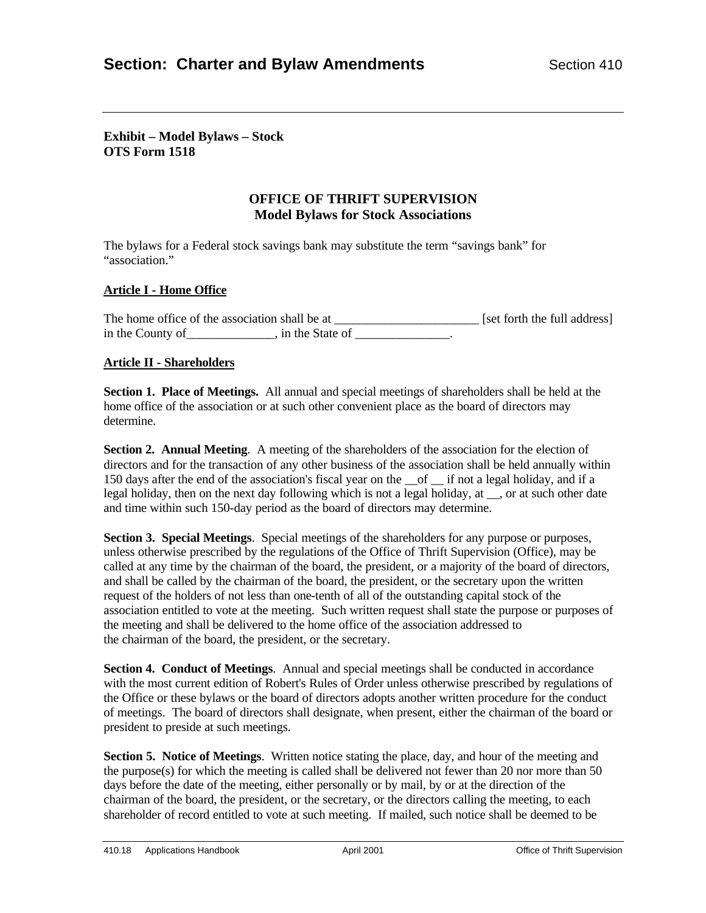**Exhibit – Model Bylaws – Stock**
**OTS Form 1518**

## OFFICE OF THRIFT SUPERVISION
## Model Bylaws for Stock Associations

The bylaws for a Federal stock savings bank may substitute the term "savings bank" for "association."

### Article I - Home Office

The home office of the association shall be at _______________________ [set forth the full address] in the County of______________, in the State of _______________.

### Article II - Shareholders

**Section 1. Place of Meetings.** All annual and special meetings of shareholders shall be held at the home office of the association or at such other convenient place as the board of directors may determine.

**Section 2. Annual Meeting**. A meeting of the shareholders of the association for the election of directors and for the transaction of any other business of the association shall be held annually within 150 days after the end of the association's fiscal year on the __of __ if not a legal holiday, and if a legal holiday, then on the next day following which is not a legal holiday, at __, or at such other date and time within such 150-day period as the board of directors may determine.

**Section 3. Special Meetings**. Special meetings of the shareholders for any purpose or purposes, unless otherwise prescribed by the regulations of the Office of Thrift Supervision (Office), may be called at any time by the chairman of the board, the president, or a majority of the board of directors, and shall be called by the chairman of the board, the president, or the secretary upon the written request of the holders of not less than one-tenth of all of the outstanding capital stock of the association entitled to vote at the meeting. Such written request shall state the purpose or purposes of the meeting and shall be delivered to the home office of the association addressed to the chairman of the board, the president, or the secretary.

**Section 4. Conduct of Meetings**. Annual and special meetings shall be conducted in accordance with the most current edition of Robert's Rules of Order unless otherwise prescribed by regulations of the Office or these bylaws or the board of directors adopts another written procedure for the conduct of meetings. The board of directors shall designate, when present, either the chairman of the board or president to preside at such meetings.

**Section 5. Notice of Meetings**. Written notice stating the place, day, and hour of the meeting and the purpose(s) for which the meeting is called shall be delivered not fewer than 20 nor more than 50 days before the date of the meeting, either personally or by mail, by or at the direction of the chairman of the board, the president, or the secretary, or the directors calling the meeting, to each shareholder of record entitled to vote at such meeting. If mailed, such notice shall be deemed to be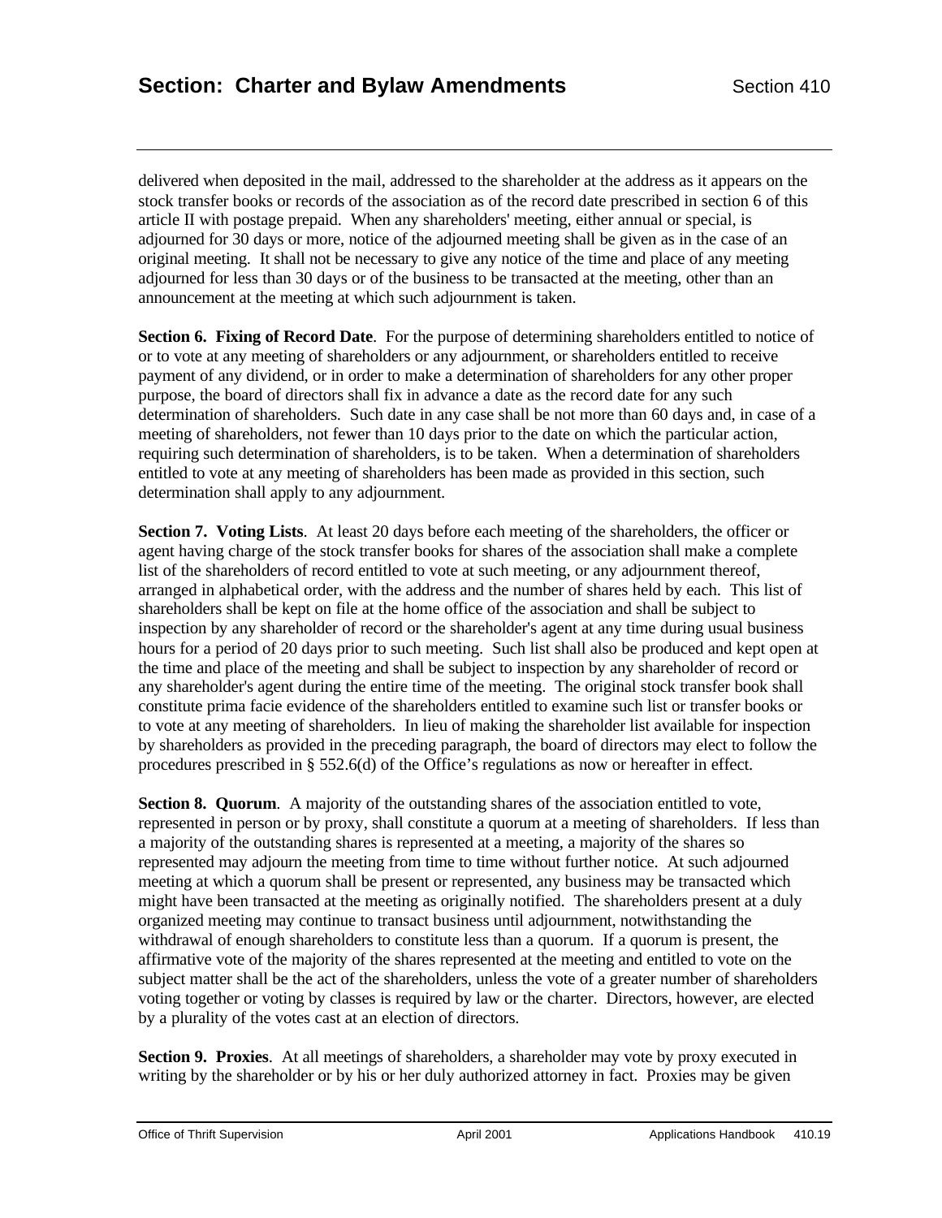delivered when deposited in the mail, addressed to the shareholder at the address as it appears on the stock transfer books or records of the association as of the record date prescribed in section 6 of this article II with postage prepaid. When any shareholders' meeting, either annual or special, is adjourned for 30 days or more, notice of the adjourned meeting shall be given as in the case of an original meeting. It shall not be necessary to give any notice of the time and place of any meeting adjourned for less than 30 days or of the business to be transacted at the meeting, other than an announcement at the meeting at which such adjournment is taken.

**Section 6. Fixing of Record Date**. For the purpose of determining shareholders entitled to notice of or to vote at any meeting of shareholders or any adjournment, or shareholders entitled to receive payment of any dividend, or in order to make a determination of shareholders for any other proper purpose, the board of directors shall fix in advance a date as the record date for any such determination of shareholders. Such date in any case shall be not more than 60 days and, in case of a meeting of shareholders, not fewer than 10 days prior to the date on which the particular action, requiring such determination of shareholders, is to be taken. When a determination of shareholders entitled to vote at any meeting of shareholders has been made as provided in this section, such determination shall apply to any adjournment.

**Section 7. Voting Lists**. At least 20 days before each meeting of the shareholders, the officer or agent having charge of the stock transfer books for shares of the association shall make a complete list of the shareholders of record entitled to vote at such meeting, or any adjournment thereof, arranged in alphabetical order, with the address and the number of shares held by each. This list of shareholders shall be kept on file at the home office of the association and shall be subject to inspection by any shareholder of record or the shareholder's agent at any time during usual business hours for a period of 20 days prior to such meeting. Such list shall also be produced and kept open at the time and place of the meeting and shall be subject to inspection by any shareholder of record or any shareholder's agent during the entire time of the meeting. The original stock transfer book shall constitute prima facie evidence of the shareholders entitled to examine such list or transfer books or to vote at any meeting of shareholders. In lieu of making the shareholder list available for inspection by shareholders as provided in the preceding paragraph, the board of directors may elect to follow the procedures prescribed in § 552.6(d) of the Office's regulations as now or hereafter in effect.

**Section 8. Quorum**. A majority of the outstanding shares of the association entitled to vote, represented in person or by proxy, shall constitute a quorum at a meeting of shareholders. If less than a majority of the outstanding shares is represented at a meeting, a majority of the shares so represented may adjourn the meeting from time to time without further notice. At such adjourned meeting at which a quorum shall be present or represented, any business may be transacted which might have been transacted at the meeting as originally notified. The shareholders present at a duly organized meeting may continue to transact business until adjournment, notwithstanding the withdrawal of enough shareholders to constitute less than a quorum. If a quorum is present, the affirmative vote of the majority of the shares represented at the meeting and entitled to vote on the subject matter shall be the act of the shareholders, unless the vote of a greater number of shareholders voting together or voting by classes is required by law or the charter. Directors, however, are elected by a plurality of the votes cast at an election of directors.

**Section 9. Proxies**. At all meetings of shareholders, a shareholder may vote by proxy executed in writing by the shareholder or by his or her duly authorized attorney in fact. Proxies may be given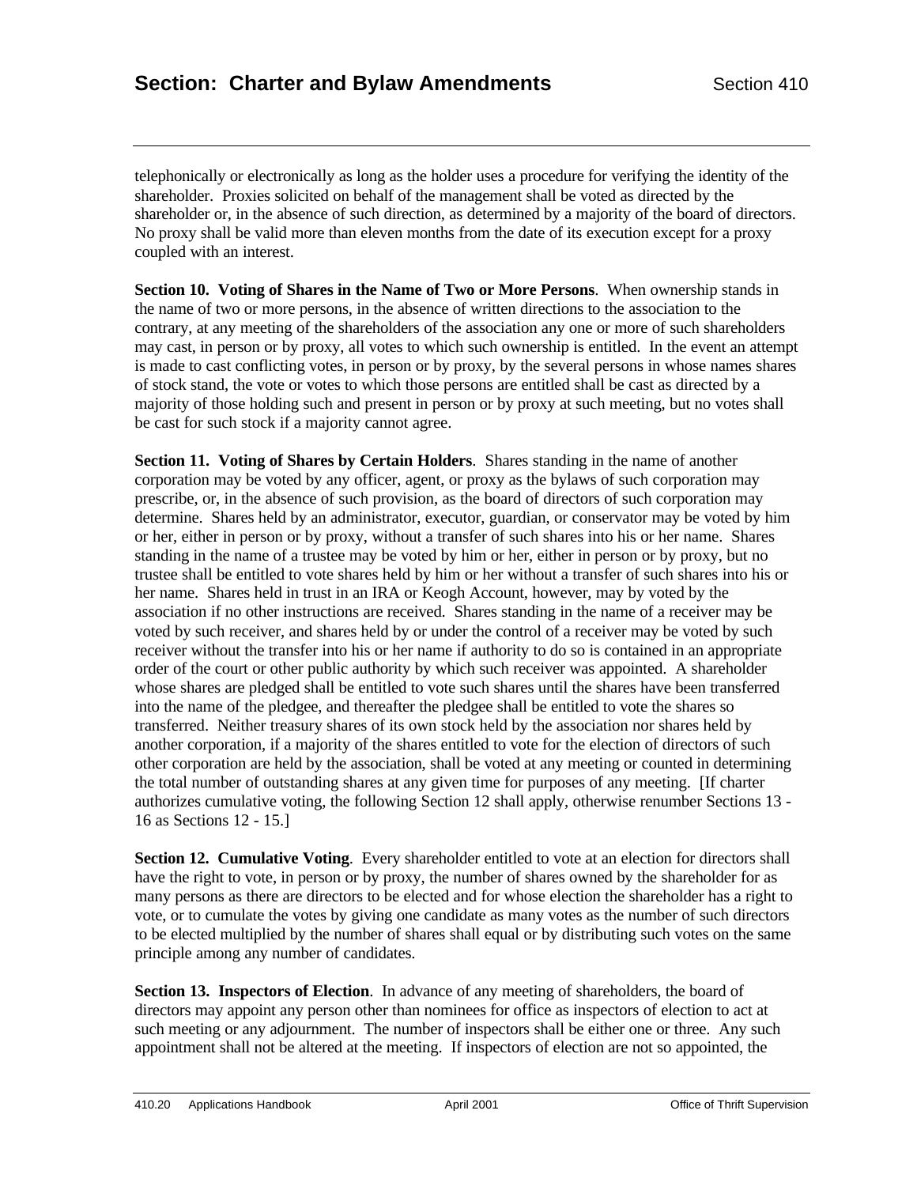telephonically or electronically as long as the holder uses a procedure for verifying the identity of the shareholder. Proxies solicited on behalf of the management shall be voted as directed by the shareholder or, in the absence of such direction, as determined by a majority of the board of directors. No proxy shall be valid more than eleven months from the date of its execution except for a proxy coupled with an interest.

**Section 10. Voting of Shares in the Name of Two or More Persons**. When ownership stands in the name of two or more persons, in the absence of written directions to the association to the contrary, at any meeting of the shareholders of the association any one or more of such shareholders may cast, in person or by proxy, all votes to which such ownership is entitled. In the event an attempt is made to cast conflicting votes, in person or by proxy, by the several persons in whose names shares of stock stand, the vote or votes to which those persons are entitled shall be cast as directed by a majority of those holding such and present in person or by proxy at such meeting, but no votes shall be cast for such stock if a majority cannot agree.

**Section 11. Voting of Shares by Certain Holders**. Shares standing in the name of another corporation may be voted by any officer, agent, or proxy as the bylaws of such corporation may prescribe, or, in the absence of such provision, as the board of directors of such corporation may determine. Shares held by an administrator, executor, guardian, or conservator may be voted by him or her, either in person or by proxy, without a transfer of such shares into his or her name. Shares standing in the name of a trustee may be voted by him or her, either in person or by proxy, but no trustee shall be entitled to vote shares held by him or her without a transfer of such shares into his or her name. Shares held in trust in an IRA or Keogh Account, however, may by voted by the association if no other instructions are received. Shares standing in the name of a receiver may be voted by such receiver, and shares held by or under the control of a receiver may be voted by such receiver without the transfer into his or her name if authority to do so is contained in an appropriate order of the court or other public authority by which such receiver was appointed. A shareholder whose shares are pledged shall be entitled to vote such shares until the shares have been transferred into the name of the pledgee, and thereafter the pledgee shall be entitled to vote the shares so transferred. Neither treasury shares of its own stock held by the association nor shares held by another corporation, if a majority of the shares entitled to vote for the election of directors of such other corporation are held by the association, shall be voted at any meeting or counted in determining the total number of outstanding shares at any given time for purposes of any meeting. [If charter authorizes cumulative voting, the following Section 12 shall apply, otherwise renumber Sections 13 - 16 as Sections 12 - 15.]

**Section 12. Cumulative Voting**. Every shareholder entitled to vote at an election for directors shall have the right to vote, in person or by proxy, the number of shares owned by the shareholder for as many persons as there are directors to be elected and for whose election the shareholder has a right to vote, or to cumulate the votes by giving one candidate as many votes as the number of such directors to be elected multiplied by the number of shares shall equal or by distributing such votes on the same principle among any number of candidates.

**Section 13. Inspectors of Election**. In advance of any meeting of shareholders, the board of directors may appoint any person other than nominees for office as inspectors of election to act at such meeting or any adjournment. The number of inspectors shall be either one or three. Any such appointment shall not be altered at the meeting. If inspectors of election are not so appointed, the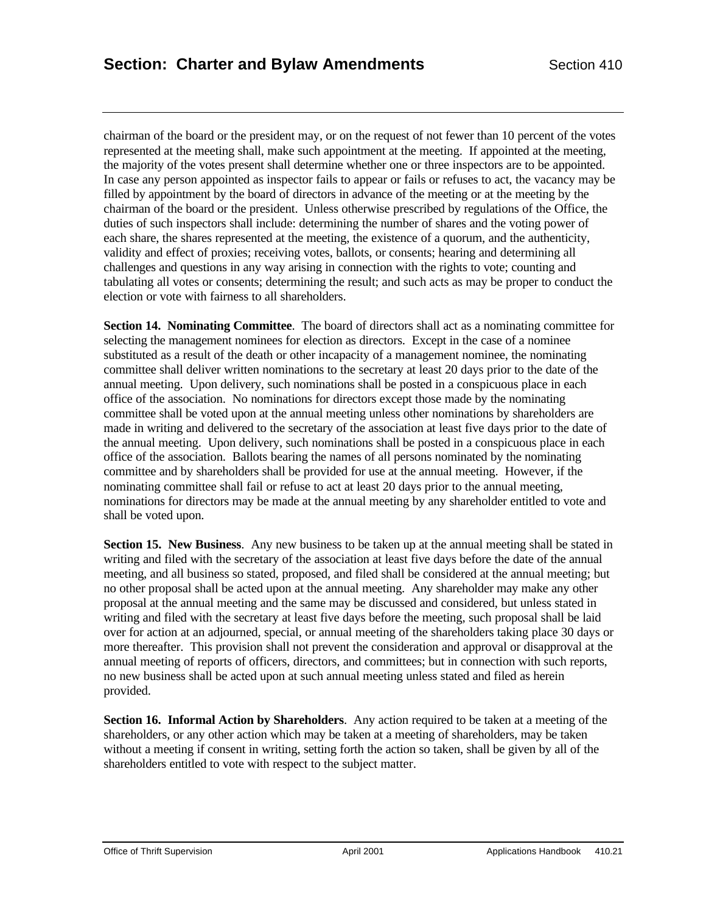chairman of the board or the president may, or on the request of not fewer than 10 percent of the votes represented at the meeting shall, make such appointment at the meeting. If appointed at the meeting, the majority of the votes present shall determine whether one or three inspectors are to be appointed. In case any person appointed as inspector fails to appear or fails or refuses to act, the vacancy may be filled by appointment by the board of directors in advance of the meeting or at the meeting by the chairman of the board or the president. Unless otherwise prescribed by regulations of the Office, the duties of such inspectors shall include: determining the number of shares and the voting power of each share, the shares represented at the meeting, the existence of a quorum, and the authenticity, validity and effect of proxies; receiving votes, ballots, or consents; hearing and determining all challenges and questions in any way arising in connection with the rights to vote; counting and tabulating all votes or consents; determining the result; and such acts as may be proper to conduct the election or vote with fairness to all shareholders.

**Section 14. Nominating Committee**. The board of directors shall act as a nominating committee for selecting the management nominees for election as directors. Except in the case of a nominee substituted as a result of the death or other incapacity of a management nominee, the nominating committee shall deliver written nominations to the secretary at least 20 days prior to the date of the annual meeting. Upon delivery, such nominations shall be posted in a conspicuous place in each office of the association. No nominations for directors except those made by the nominating committee shall be voted upon at the annual meeting unless other nominations by shareholders are made in writing and delivered to the secretary of the association at least five days prior to the date of the annual meeting. Upon delivery, such nominations shall be posted in a conspicuous place in each office of the association. Ballots bearing the names of all persons nominated by the nominating committee and by shareholders shall be provided for use at the annual meeting. However, if the nominating committee shall fail or refuse to act at least 20 days prior to the annual meeting, nominations for directors may be made at the annual meeting by any shareholder entitled to vote and shall be voted upon.

**Section 15. New Business**. Any new business to be taken up at the annual meeting shall be stated in writing and filed with the secretary of the association at least five days before the date of the annual meeting, and all business so stated, proposed, and filed shall be considered at the annual meeting; but no other proposal shall be acted upon at the annual meeting. Any shareholder may make any other proposal at the annual meeting and the same may be discussed and considered, but unless stated in writing and filed with the secretary at least five days before the meeting, such proposal shall be laid over for action at an adjourned, special, or annual meeting of the shareholders taking place 30 days or more thereafter. This provision shall not prevent the consideration and approval or disapproval at the annual meeting of reports of officers, directors, and committees; but in connection with such reports, no new business shall be acted upon at such annual meeting unless stated and filed as herein provided.

**Section 16. Informal Action by Shareholders**. Any action required to be taken at a meeting of the shareholders, or any other action which may be taken at a meeting of shareholders, may be taken without a meeting if consent in writing, setting forth the action so taken, shall be given by all of the shareholders entitled to vote with respect to the subject matter.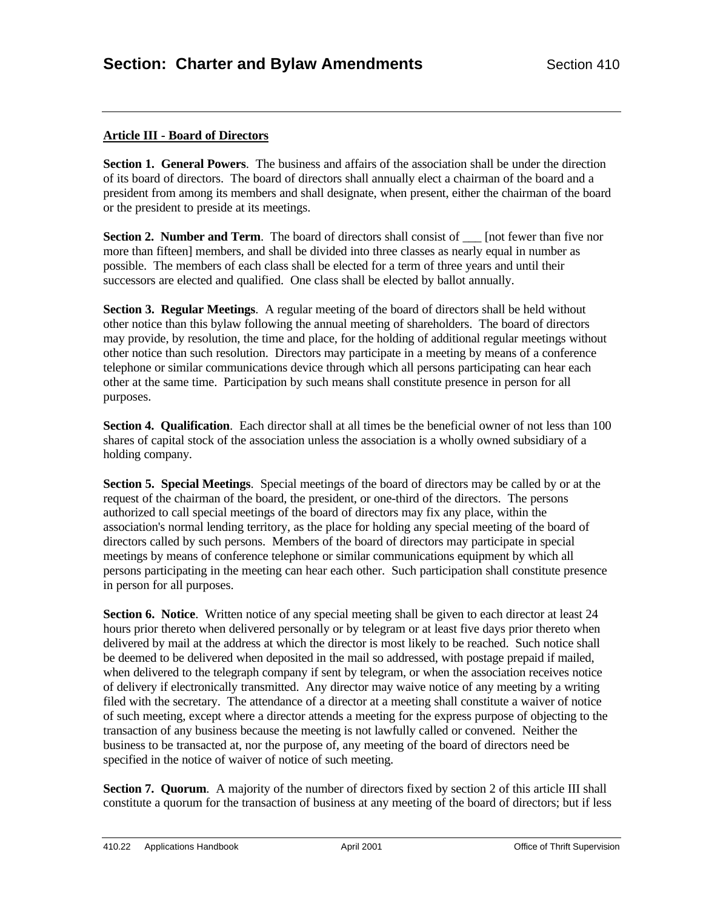**Article III - Board of Directors**

**Section 1. General Powers**. The business and affairs of the association shall be under the direction of its board of directors. The board of directors shall annually elect a chairman of the board and a president from among its members and shall designate, when present, either the chairman of the board or the president to preside at its meetings.

**Section 2. Number and Term**. The board of directors shall consist of ___ [not fewer than five nor more than fifteen] members, and shall be divided into three classes as nearly equal in number as possible. The members of each class shall be elected for a term of three years and until their successors are elected and qualified. One class shall be elected by ballot annually.

**Section 3. Regular Meetings**. A regular meeting of the board of directors shall be held without other notice than this bylaw following the annual meeting of shareholders. The board of directors may provide, by resolution, the time and place, for the holding of additional regular meetings without other notice than such resolution. Directors may participate in a meeting by means of a conference telephone or similar communications device through which all persons participating can hear each other at the same time. Participation by such means shall constitute presence in person for all purposes.

**Section 4. Qualification**. Each director shall at all times be the beneficial owner of not less than 100 shares of capital stock of the association unless the association is a wholly owned subsidiary of a holding company.

**Section 5. Special Meetings**. Special meetings of the board of directors may be called by or at the request of the chairman of the board, the president, or one-third of the directors. The persons authorized to call special meetings of the board of directors may fix any place, within the association's normal lending territory, as the place for holding any special meeting of the board of directors called by such persons. Members of the board of directors may participate in special meetings by means of conference telephone or similar communications equipment by which all persons participating in the meeting can hear each other. Such participation shall constitute presence in person for all purposes.

**Section 6. Notice**. Written notice of any special meeting shall be given to each director at least 24 hours prior thereto when delivered personally or by telegram or at least five days prior thereto when delivered by mail at the address at which the director is most likely to be reached. Such notice shall be deemed to be delivered when deposited in the mail so addressed, with postage prepaid if mailed, when delivered to the telegraph company if sent by telegram, or when the association receives notice of delivery if electronically transmitted. Any director may waive notice of any meeting by a writing filed with the secretary. The attendance of a director at a meeting shall constitute a waiver of notice of such meeting, except where a director attends a meeting for the express purpose of objecting to the transaction of any business because the meeting is not lawfully called or convened. Neither the business to be transacted at, nor the purpose of, any meeting of the board of directors need be specified in the notice of waiver of notice of such meeting.

**Section 7. Quorum**. A majority of the number of directors fixed by section 2 of this article III shall constitute a quorum for the transaction of business at any meeting of the board of directors; but if less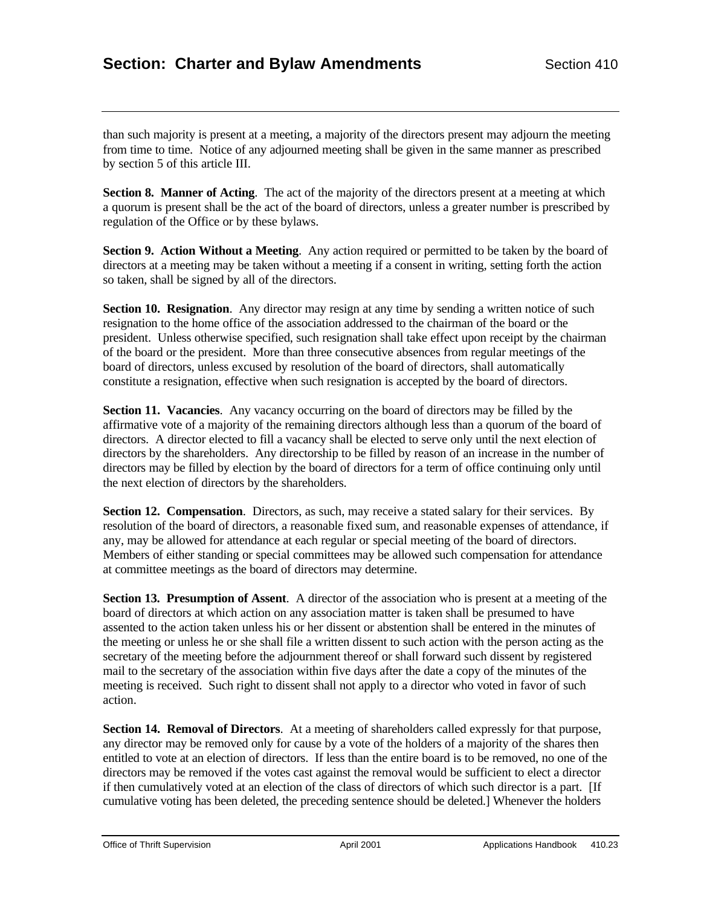than such majority is present at a meeting, a majority of the directors present may adjourn the meeting from time to time. Notice of any adjourned meeting shall be given in the same manner as prescribed by section 5 of this article III.

**Section 8. Manner of Acting**. The act of the majority of the directors present at a meeting at which a quorum is present shall be the act of the board of directors, unless a greater number is prescribed by regulation of the Office or by these bylaws.

**Section 9. Action Without a Meeting**. Any action required or permitted to be taken by the board of directors at a meeting may be taken without a meeting if a consent in writing, setting forth the action so taken, shall be signed by all of the directors.

**Section 10. Resignation**. Any director may resign at any time by sending a written notice of such resignation to the home office of the association addressed to the chairman of the board or the president. Unless otherwise specified, such resignation shall take effect upon receipt by the chairman of the board or the president. More than three consecutive absences from regular meetings of the board of directors, unless excused by resolution of the board of directors, shall automatically constitute a resignation, effective when such resignation is accepted by the board of directors.

**Section 11. Vacancies**. Any vacancy occurring on the board of directors may be filled by the affirmative vote of a majority of the remaining directors although less than a quorum of the board of directors. A director elected to fill a vacancy shall be elected to serve only until the next election of directors by the shareholders. Any directorship to be filled by reason of an increase in the number of directors may be filled by election by the board of directors for a term of office continuing only until the next election of directors by the shareholders.

**Section 12. Compensation**. Directors, as such, may receive a stated salary for their services. By resolution of the board of directors, a reasonable fixed sum, and reasonable expenses of attendance, if any, may be allowed for attendance at each regular or special meeting of the board of directors. Members of either standing or special committees may be allowed such compensation for attendance at committee meetings as the board of directors may determine.

**Section 13. Presumption of Assent**. A director of the association who is present at a meeting of the board of directors at which action on any association matter is taken shall be presumed to have assented to the action taken unless his or her dissent or abstention shall be entered in the minutes of the meeting or unless he or she shall file a written dissent to such action with the person acting as the secretary of the meeting before the adjournment thereof or shall forward such dissent by registered mail to the secretary of the association within five days after the date a copy of the minutes of the meeting is received. Such right to dissent shall not apply to a director who voted in favor of such action.

**Section 14. Removal of Directors**. At a meeting of shareholders called expressly for that purpose, any director may be removed only for cause by a vote of the holders of a majority of the shares then entitled to vote at an election of directors. If less than the entire board is to be removed, no one of the directors may be removed if the votes cast against the removal would be sufficient to elect a director if then cumulatively voted at an election of the class of directors of which such director is a part. [If cumulative voting has been deleted, the preceding sentence should be deleted.] Whenever the holders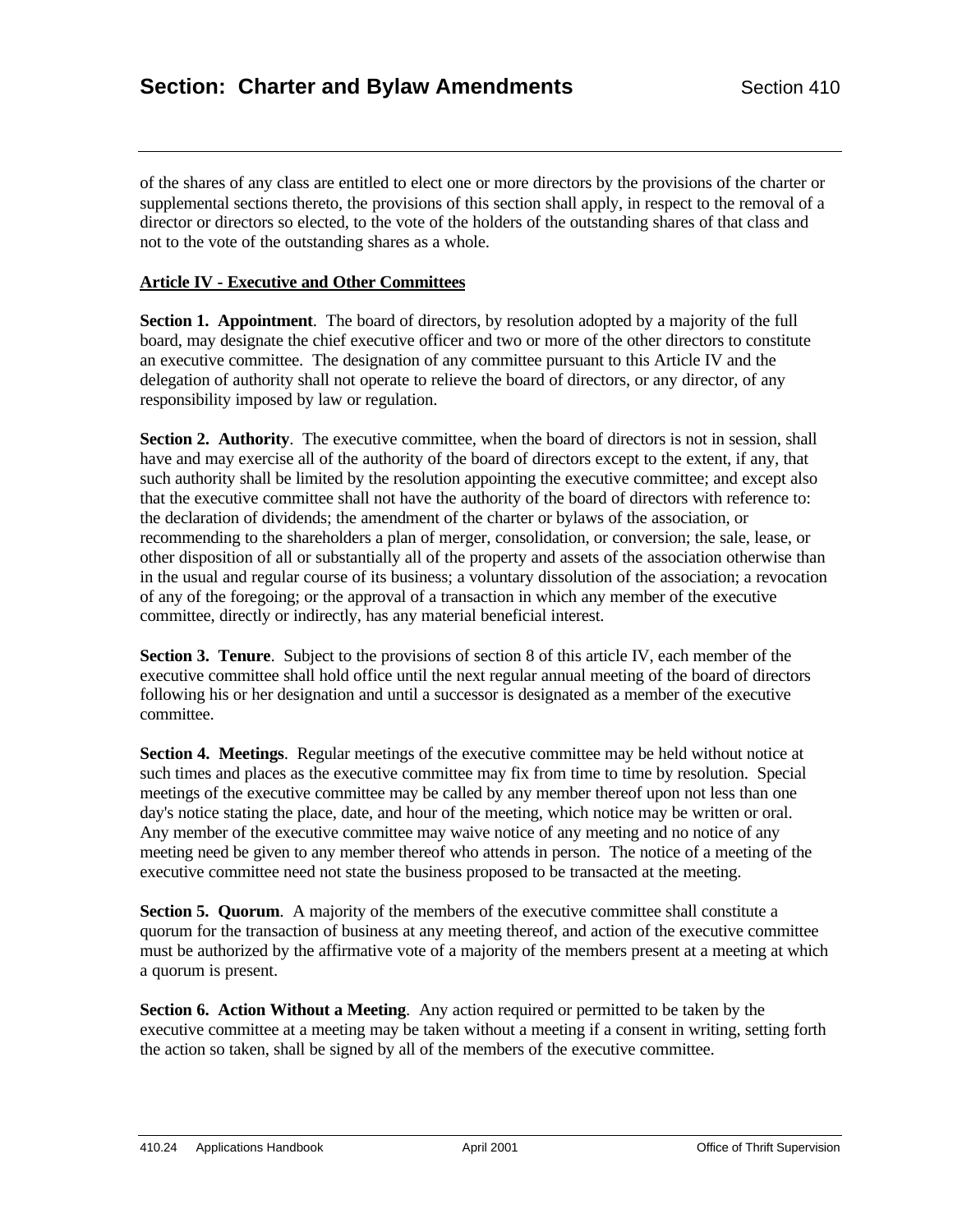of the shares of any class are entitled to elect one or more directors by the provisions of the charter or supplemental sections thereto, the provisions of this section shall apply, in respect to the removal of a director or directors so elected, to the vote of the holders of the outstanding shares of that class and not to the vote of the outstanding shares as a whole.

**Article IV - Executive and Other Committees**

**Section 1. Appointment**. The board of directors, by resolution adopted by a majority of the full board, may designate the chief executive officer and two or more of the other directors to constitute an executive committee. The designation of any committee pursuant to this Article IV and the delegation of authority shall not operate to relieve the board of directors, or any director, of any responsibility imposed by law or regulation.

**Section 2. Authority**. The executive committee, when the board of directors is not in session, shall have and may exercise all of the authority of the board of directors except to the extent, if any, that such authority shall be limited by the resolution appointing the executive committee; and except also that the executive committee shall not have the authority of the board of directors with reference to: the declaration of dividends; the amendment of the charter or bylaws of the association, or recommending to the shareholders a plan of merger, consolidation, or conversion; the sale, lease, or other disposition of all or substantially all of the property and assets of the association otherwise than in the usual and regular course of its business; a voluntary dissolution of the association; a revocation of any of the foregoing; or the approval of a transaction in which any member of the executive committee, directly or indirectly, has any material beneficial interest.

**Section 3. Tenure**. Subject to the provisions of section 8 of this article IV, each member of the executive committee shall hold office until the next regular annual meeting of the board of directors following his or her designation and until a successor is designated as a member of the executive committee.

**Section 4. Meetings**. Regular meetings of the executive committee may be held without notice at such times and places as the executive committee may fix from time to time by resolution. Special meetings of the executive committee may be called by any member thereof upon not less than one day's notice stating the place, date, and hour of the meeting, which notice may be written or oral. Any member of the executive committee may waive notice of any meeting and no notice of any meeting need be given to any member thereof who attends in person. The notice of a meeting of the executive committee need not state the business proposed to be transacted at the meeting.

**Section 5. Quorum**. A majority of the members of the executive committee shall constitute a quorum for the transaction of business at any meeting thereof, and action of the executive committee must be authorized by the affirmative vote of a majority of the members present at a meeting at which a quorum is present.

**Section 6. Action Without a Meeting**. Any action required or permitted to be taken by the executive committee at a meeting may be taken without a meeting if a consent in writing, setting forth the action so taken, shall be signed by all of the members of the executive committee.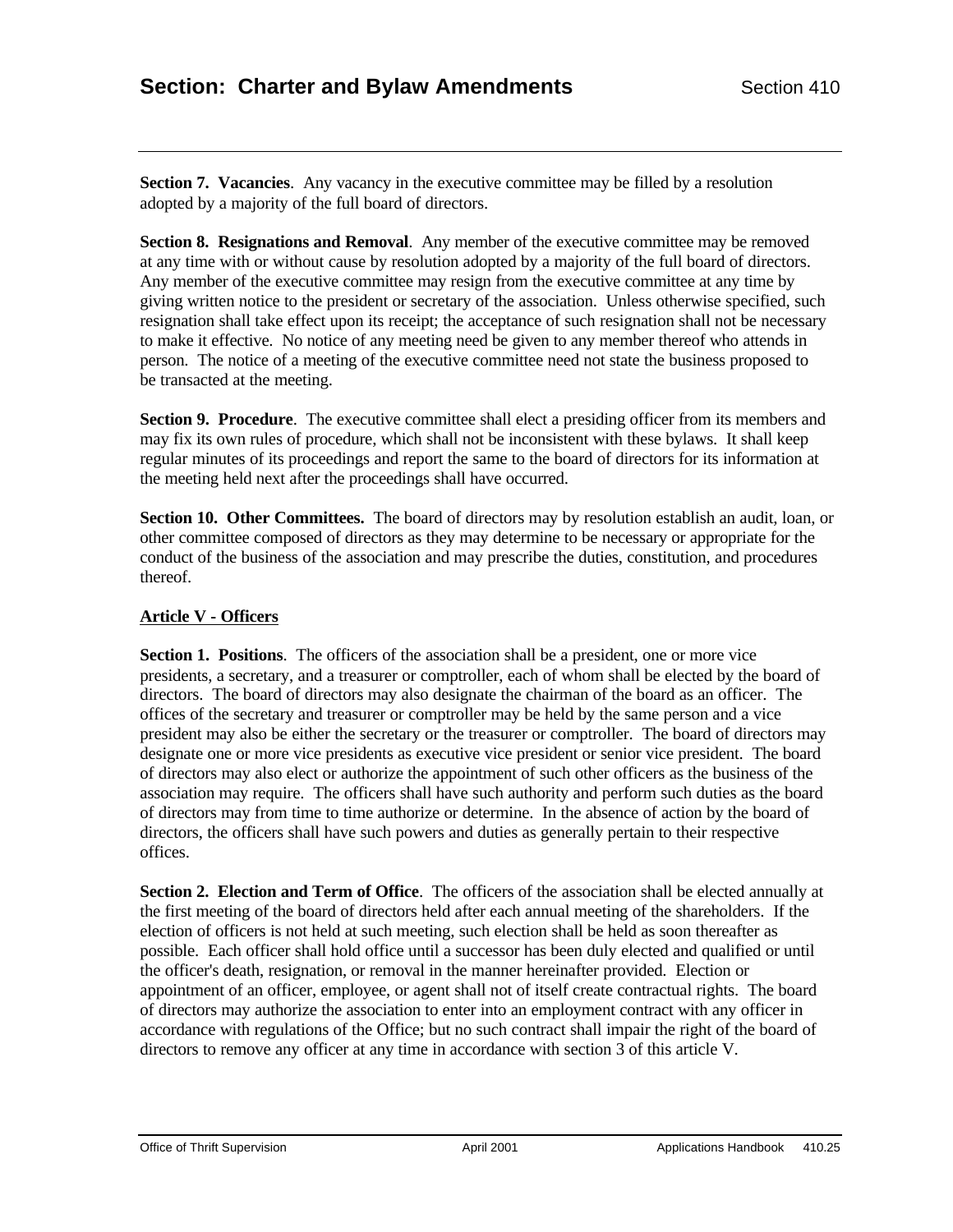**Section 7. Vacancies**. Any vacancy in the executive committee may be filled by a resolution adopted by a majority of the full board of directors.

**Section 8. Resignations and Removal**. Any member of the executive committee may be removed at any time with or without cause by resolution adopted by a majority of the full board of directors. Any member of the executive committee may resign from the executive committee at any time by giving written notice to the president or secretary of the association. Unless otherwise specified, such resignation shall take effect upon its receipt; the acceptance of such resignation shall not be necessary to make it effective. No notice of any meeting need be given to any member thereof who attends in person. The notice of a meeting of the executive committee need not state the business proposed to be transacted at the meeting.

**Section 9. Procedure**. The executive committee shall elect a presiding officer from its members and may fix its own rules of procedure, which shall not be inconsistent with these bylaws. It shall keep regular minutes of its proceedings and report the same to the board of directors for its information at the meeting held next after the proceedings shall have occurred.

**Section 10. Other Committees.** The board of directors may by resolution establish an audit, loan, or other committee composed of directors as they may determine to be necessary or appropriate for the conduct of the business of the association and may prescribe the duties, constitution, and procedures thereof.

## Article V - Officers

**Section 1. Positions**. The officers of the association shall be a president, one or more vice presidents, a secretary, and a treasurer or comptroller, each of whom shall be elected by the board of directors. The board of directors may also designate the chairman of the board as an officer. The offices of the secretary and treasurer or comptroller may be held by the same person and a vice president may also be either the secretary or the treasurer or comptroller. The board of directors may designate one or more vice presidents as executive vice president or senior vice president. The board of directors may also elect or authorize the appointment of such other officers as the business of the association may require. The officers shall have such authority and perform such duties as the board of directors may from time to time authorize or determine. In the absence of action by the board of directors, the officers shall have such powers and duties as generally pertain to their respective offices.

**Section 2. Election and Term of Office**. The officers of the association shall be elected annually at the first meeting of the board of directors held after each annual meeting of the shareholders. If the election of officers is not held at such meeting, such election shall be held as soon thereafter as possible. Each officer shall hold office until a successor has been duly elected and qualified or until the officer's death, resignation, or removal in the manner hereinafter provided. Election or appointment of an officer, employee, or agent shall not of itself create contractual rights. The board of directors may authorize the association to enter into an employment contract with any officer in accordance with regulations of the Office; but no such contract shall impair the right of the board of directors to remove any officer at any time in accordance with section 3 of this article V.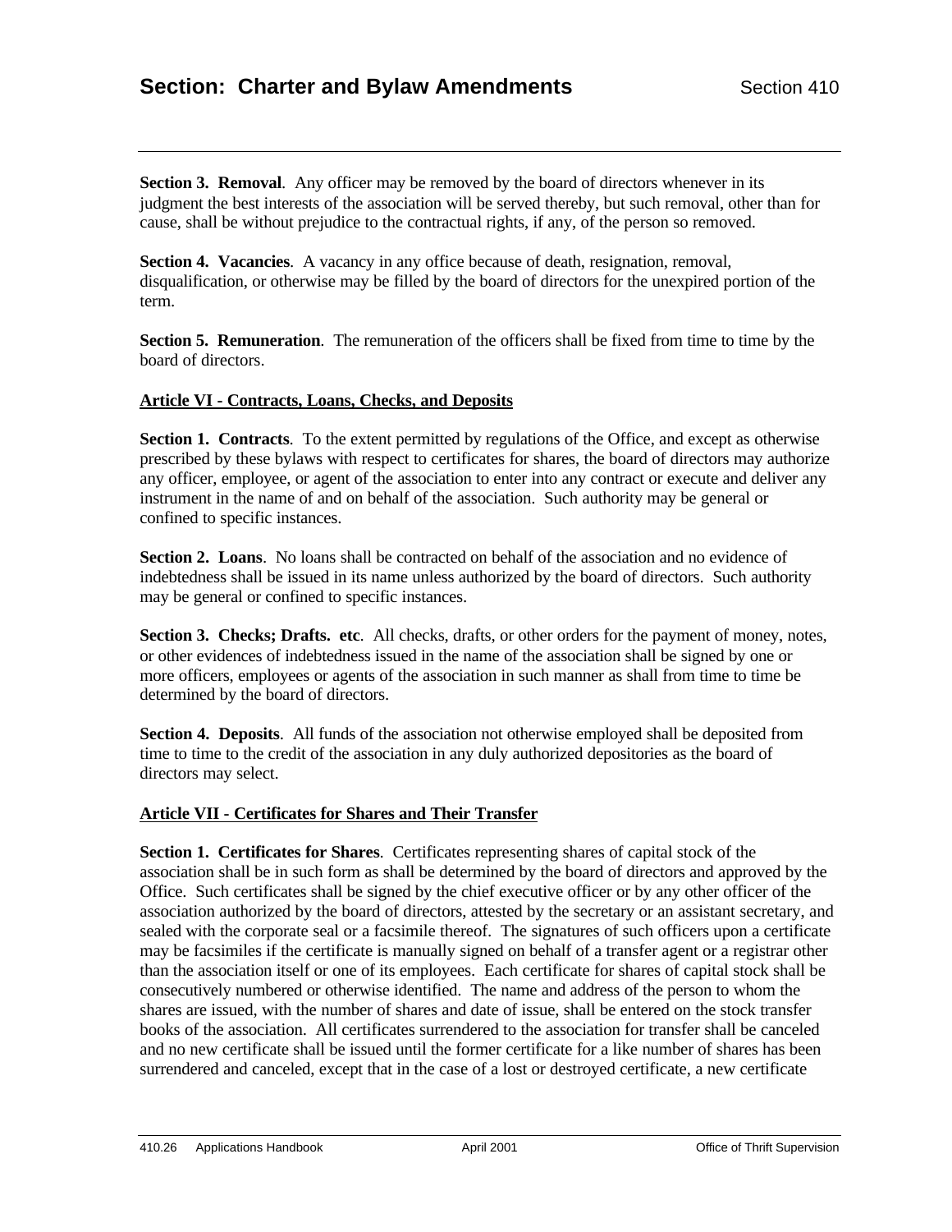**Section 3. Removal**. Any officer may be removed by the board of directors whenever in its judgment the best interests of the association will be served thereby, but such removal, other than for cause, shall be without prejudice to the contractual rights, if any, of the person so removed.

**Section 4. Vacancies**. A vacancy in any office because of death, resignation, removal, disqualification, or otherwise may be filled by the board of directors for the unexpired portion of the term.

**Section 5. Remuneration**. The remuneration of the officers shall be fixed from time to time by the board of directors.

**Article VI - Contracts, Loans, Checks, and Deposits**

**Section 1. Contracts**. To the extent permitted by regulations of the Office, and except as otherwise prescribed by these bylaws with respect to certificates for shares, the board of directors may authorize any officer, employee, or agent of the association to enter into any contract or execute and deliver any instrument in the name of and on behalf of the association. Such authority may be general or confined to specific instances.

**Section 2. Loans**. No loans shall be contracted on behalf of the association and no evidence of indebtedness shall be issued in its name unless authorized by the board of directors. Such authority may be general or confined to specific instances.

**Section 3. Checks; Drafts. etc**. All checks, drafts, or other orders for the payment of money, notes, or other evidences of indebtedness issued in the name of the association shall be signed by one or more officers, employees or agents of the association in such manner as shall from time to time be determined by the board of directors.

**Section 4. Deposits**. All funds of the association not otherwise employed shall be deposited from time to time to the credit of the association in any duly authorized depositories as the board of directors may select.

**Article VII - Certificates for Shares and Their Transfer**

**Section 1. Certificates for Shares**. Certificates representing shares of capital stock of the association shall be in such form as shall be determined by the board of directors and approved by the Office. Such certificates shall be signed by the chief executive officer or by any other officer of the association authorized by the board of directors, attested by the secretary or an assistant secretary, and sealed with the corporate seal or a facsimile thereof. The signatures of such officers upon a certificate may be facsimiles if the certificate is manually signed on behalf of a transfer agent or a registrar other than the association itself or one of its employees. Each certificate for shares of capital stock shall be consecutively numbered or otherwise identified. The name and address of the person to whom the shares are issued, with the number of shares and date of issue, shall be entered on the stock transfer books of the association. All certificates surrendered to the association for transfer shall be canceled and no new certificate shall be issued until the former certificate for a like number of shares has been surrendered and canceled, except that in the case of a lost or destroyed certificate, a new certificate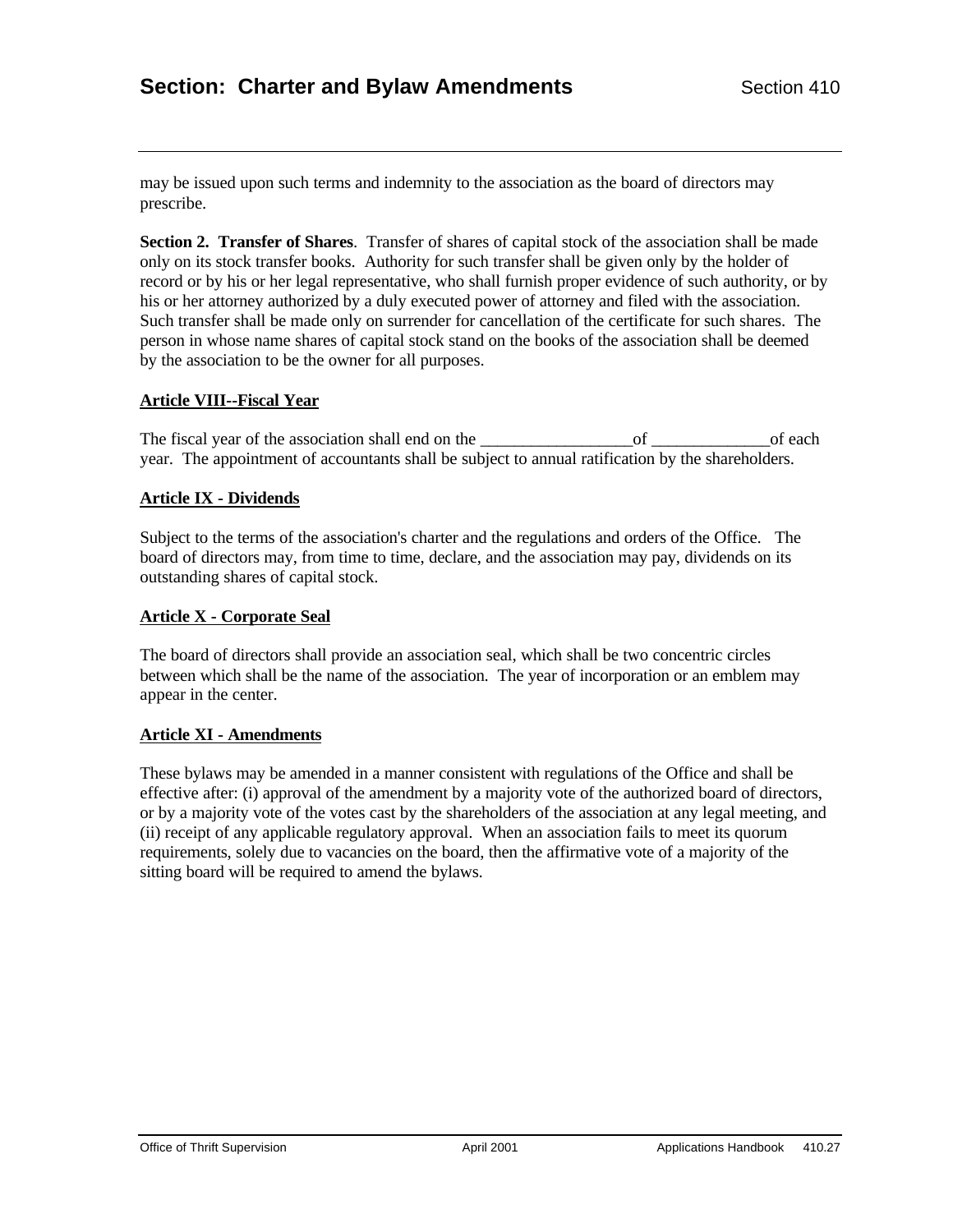may be issued upon such terms and indemnity to the association as the board of directors may prescribe.

**Section 2. Transfer of Shares**. Transfer of shares of capital stock of the association shall be made only on its stock transfer books. Authority for such transfer shall be given only by the holder of record or by his or her legal representative, who shall furnish proper evidence of such authority, or by his or her attorney authorized by a duly executed power of attorney and filed with the association. Such transfer shall be made only on surrender for cancellation of the certificate for such shares. The person in whose name shares of capital stock stand on the books of the association shall be deemed by the association to be the owner for all purposes.

**Article VIII--Fiscal Year**

The fiscal year of the association shall end on the _________________of _____________of each year. The appointment of accountants shall be subject to annual ratification by the shareholders.

**Article IX - Dividends**

Subject to the terms of the association's charter and the regulations and orders of the Office. The board of directors may, from time to time, declare, and the association may pay, dividends on its outstanding shares of capital stock.

**Article X - Corporate Seal**

The board of directors shall provide an association seal, which shall be two concentric circles between which shall be the name of the association. The year of incorporation or an emblem may appear in the center.

**Article XI - Amendments**

These bylaws may be amended in a manner consistent with regulations of the Office and shall be effective after: (i) approval of the amendment by a majority vote of the authorized board of directors, or by a majority vote of the votes cast by the shareholders of the association at any legal meeting, and (ii) receipt of any applicable regulatory approval. When an association fails to meet its quorum requirements, solely due to vacancies on the board, then the affirmative vote of a majority of the sitting board will be required to amend the bylaws.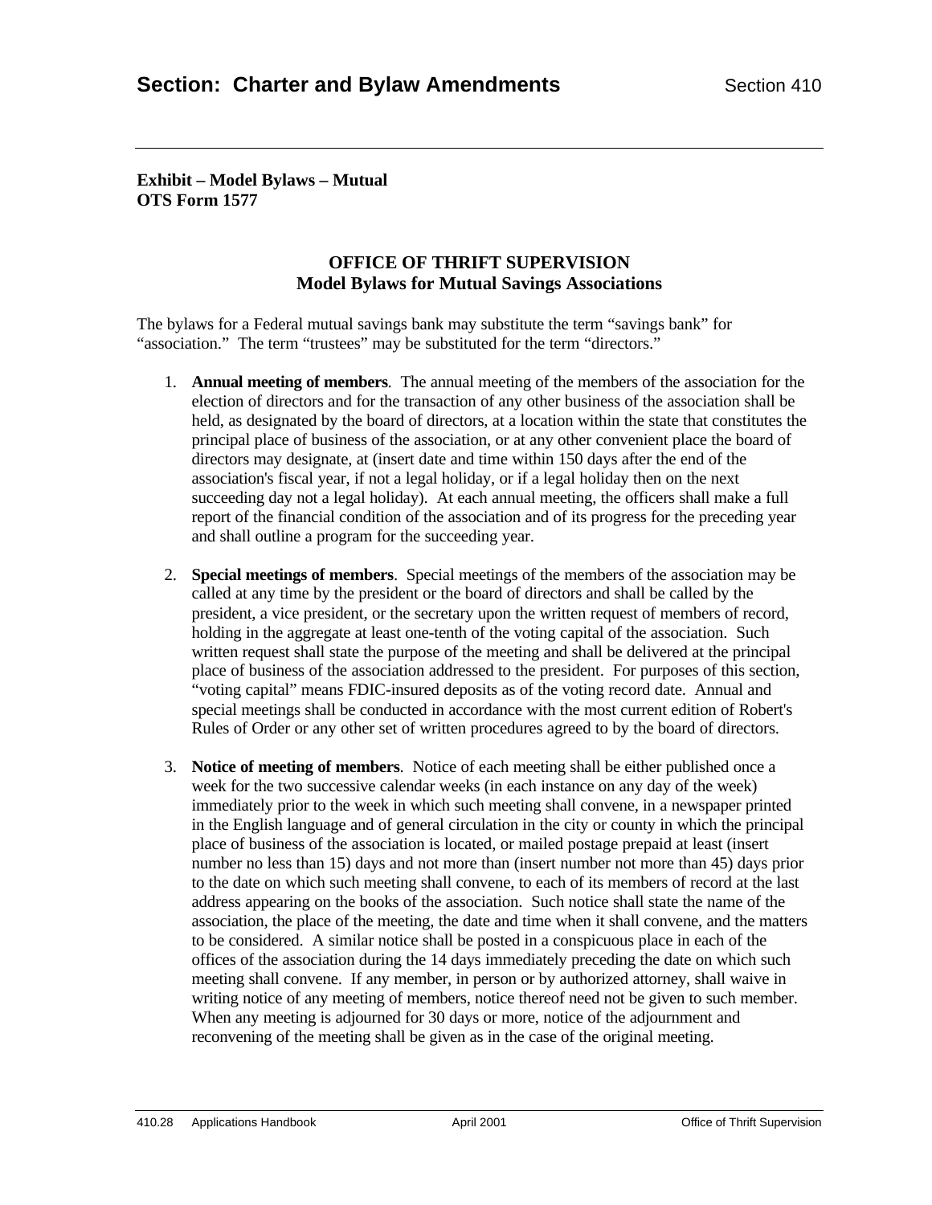**Exhibit – Model Bylaws – Mutual**
**OTS Form 1577**

## OFFICE OF THRIFT SUPERVISION
## Model Bylaws for Mutual Savings Associations

The bylaws for a Federal mutual savings bank may substitute the term "savings bank" for "association." The term "trustees" may be substituted for the term "directors."

1. **Annual meeting of members**. The annual meeting of the members of the association for the election of directors and for the transaction of any other business of the association shall be held, as designated by the board of directors, at a location within the state that constitutes the principal place of business of the association, or at any other convenient place the board of directors may designate, at (insert date and time within 150 days after the end of the association's fiscal year, if not a legal holiday, or if a legal holiday then on the next succeeding day not a legal holiday). At each annual meeting, the officers shall make a full report of the financial condition of the association and of its progress for the preceding year and shall outline a program for the succeeding year.

2. **Special meetings of members**. Special meetings of the members of the association may be called at any time by the president or the board of directors and shall be called by the president, a vice president, or the secretary upon the written request of members of record, holding in the aggregate at least one-tenth of the voting capital of the association. Such written request shall state the purpose of the meeting and shall be delivered at the principal place of business of the association addressed to the president. For purposes of this section, "voting capital" means FDIC-insured deposits as of the voting record date. Annual and special meetings shall be conducted in accordance with the most current edition of Robert's Rules of Order or any other set of written procedures agreed to by the board of directors.

3. **Notice of meeting of members**. Notice of each meeting shall be either published once a week for the two successive calendar weeks (in each instance on any day of the week) immediately prior to the week in which such meeting shall convene, in a newspaper printed in the English language and of general circulation in the city or county in which the principal place of business of the association is located, or mailed postage prepaid at least (insert number no less than 15) days and not more than (insert number not more than 45) days prior to the date on which such meeting shall convene, to each of its members of record at the last address appearing on the books of the association. Such notice shall state the name of the association, the place of the meeting, the date and time when it shall convene, and the matters to be considered. A similar notice shall be posted in a conspicuous place in each of the offices of the association during the 14 days immediately preceding the date on which such meeting shall convene. If any member, in person or by authorized attorney, shall waive in writing notice of any meeting of members, notice thereof need not be given to such member. When any meeting is adjourned for 30 days or more, notice of the adjournment and reconvening of the meeting shall be given as in the case of the original meeting.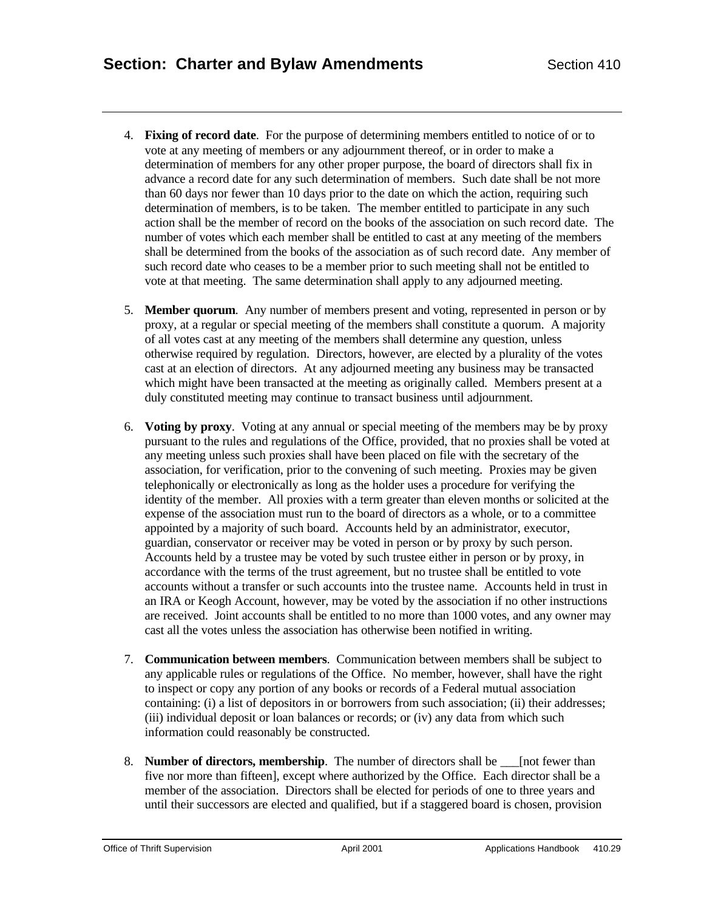4. **Fixing of record date**. For the purpose of determining members entitled to notice of or to vote at any meeting of members or any adjournment thereof, or in order to make a determination of members for any other proper purpose, the board of directors shall fix in advance a record date for any such determination of members. Such date shall be not more than 60 days nor fewer than 10 days prior to the date on which the action, requiring such determination of members, is to be taken. The member entitled to participate in any such action shall be the member of record on the books of the association on such record date. The number of votes which each member shall be entitled to cast at any meeting of the members shall be determined from the books of the association as of such record date. Any member of such record date who ceases to be a member prior to such meeting shall not be entitled to vote at that meeting. The same determination shall apply to any adjourned meeting.

5. **Member quorum**. Any number of members present and voting, represented in person or by proxy, at a regular or special meeting of the members shall constitute a quorum. A majority of all votes cast at any meeting of the members shall determine any question, unless otherwise required by regulation. Directors, however, are elected by a plurality of the votes cast at an election of directors. At any adjourned meeting any business may be transacted which might have been transacted at the meeting as originally called. Members present at a duly constituted meeting may continue to transact business until adjournment.

6. **Voting by proxy**. Voting at any annual or special meeting of the members may be by proxy pursuant to the rules and regulations of the Office, provided, that no proxies shall be voted at any meeting unless such proxies shall have been placed on file with the secretary of the association, for verification, prior to the convening of such meeting. Proxies may be given telephonically or electronically as long as the holder uses a procedure for verifying the identity of the member. All proxies with a term greater than eleven months or solicited at the expense of the association must run to the board of directors as a whole, or to a committee appointed by a majority of such board. Accounts held by an administrator, executor, guardian, conservator or receiver may be voted in person or by proxy by such person. Accounts held by a trustee may be voted by such trustee either in person or by proxy, in accordance with the terms of the trust agreement, but no trustee shall be entitled to vote accounts without a transfer or such accounts into the trustee name. Accounts held in trust in an IRA or Keogh Account, however, may be voted by the association if no other instructions are received. Joint accounts shall be entitled to no more than 1000 votes, and any owner may cast all the votes unless the association has otherwise been notified in writing.

7. **Communication between members**. Communication between members shall be subject to any applicable rules or regulations of the Office. No member, however, shall have the right to inspect or copy any portion of any books or records of a Federal mutual association containing: (i) a list of depositors in or borrowers from such association; (ii) their addresses; (iii) individual deposit or loan balances or records; or (iv) any data from which such information could reasonably be constructed.

8. **Number of directors, membership**. The number of directors shall be ___[not fewer than five nor more than fifteen], except where authorized by the Office. Each director shall be a member of the association. Directors shall be elected for periods of one to three years and until their successors are elected and qualified, but if a staggered board is chosen, provision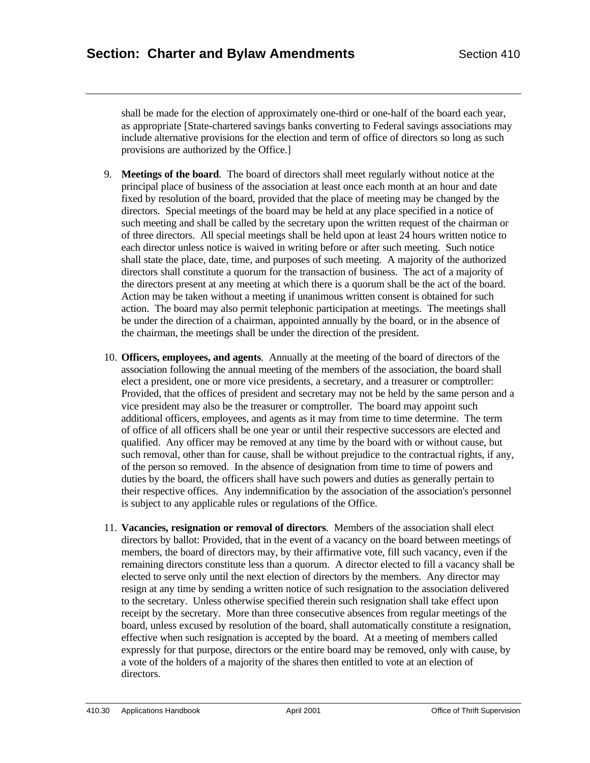shall be made for the election of approximately one-third or one-half of the board each year, as appropriate [State-chartered savings banks converting to Federal savings associations may include alternative provisions for the election and term of office of directors so long as such provisions are authorized by the Office.]

9. **Meetings of the board**. The board of directors shall meet regularly without notice at the principal place of business of the association at least once each month at an hour and date fixed by resolution of the board, provided that the place of meeting may be changed by the directors. Special meetings of the board may be held at any place specified in a notice of such meeting and shall be called by the secretary upon the written request of the chairman or of three directors. All special meetings shall be held upon at least 24 hours written notice to each director unless notice is waived in writing before or after such meeting. Such notice shall state the place, date, time, and purposes of such meeting. A majority of the authorized directors shall constitute a quorum for the transaction of business. The act of a majority of the directors present at any meeting at which there is a quorum shall be the act of the board. Action may be taken without a meeting if unanimous written consent is obtained for such action. The board may also permit telephonic participation at meetings. The meetings shall be under the direction of a chairman, appointed annually by the board, or in the absence of the chairman, the meetings shall be under the direction of the president.

10. **Officers, employees, and agents**. Annually at the meeting of the board of directors of the association following the annual meeting of the members of the association, the board shall elect a president, one or more vice presidents, a secretary, and a treasurer or comptroller: Provided, that the offices of president and secretary may not be held by the same person and a vice president may also be the treasurer or comptroller. The board may appoint such additional officers, employees, and agents as it may from time to time determine. The term of office of all officers shall be one year or until their respective successors are elected and qualified. Any officer may be removed at any time by the board with or without cause, but such removal, other than for cause, shall be without prejudice to the contractual rights, if any, of the person so removed. In the absence of designation from time to time of powers and duties by the board, the officers shall have such powers and duties as generally pertain to their respective offices. Any indemnification by the association of the association's personnel is subject to any applicable rules or regulations of the Office.

11. **Vacancies, resignation or removal of directors**. Members of the association shall elect directors by ballot: Provided, that in the event of a vacancy on the board between meetings of members, the board of directors may, by their affirmative vote, fill such vacancy, even if the remaining directors constitute less than a quorum. A director elected to fill a vacancy shall be elected to serve only until the next election of directors by the members. Any director may resign at any time by sending a written notice of such resignation to the association delivered to the secretary. Unless otherwise specified therein such resignation shall take effect upon receipt by the secretary. More than three consecutive absences from regular meetings of the board, unless excused by resolution of the board, shall automatically constitute a resignation, effective when such resignation is accepted by the board. At a meeting of members called expressly for that purpose, directors or the entire board may be removed, only with cause, by a vote of the holders of a majority of the shares then entitled to vote at an election of directors.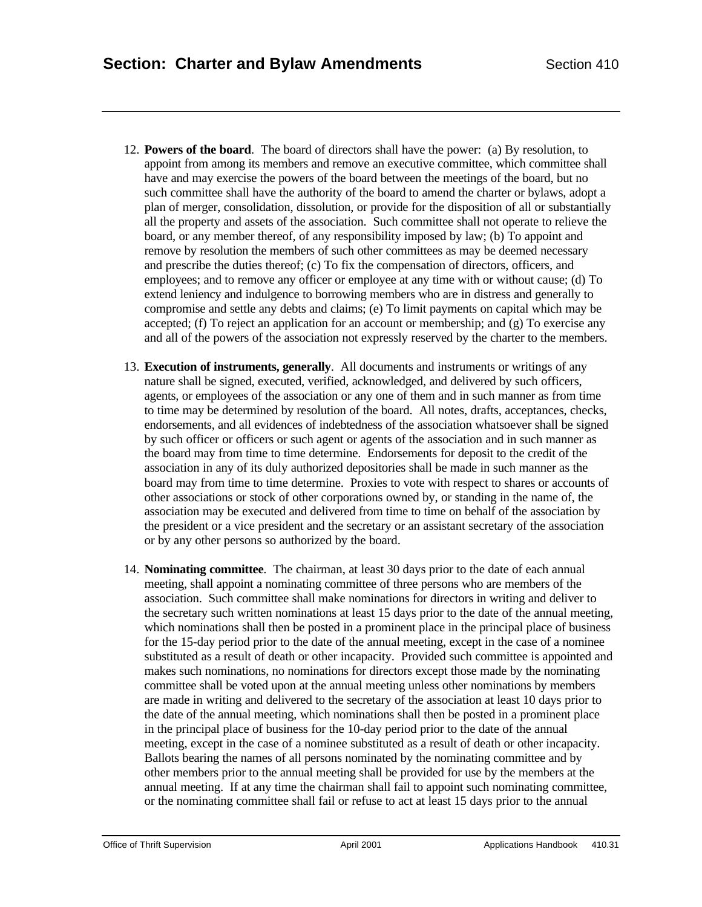12. **Powers of the board**. The board of directors shall have the power: (a) By resolution, to appoint from among its members and remove an executive committee, which committee shall have and may exercise the powers of the board between the meetings of the board, but no such committee shall have the authority of the board to amend the charter or bylaws, adopt a plan of merger, consolidation, dissolution, or provide for the disposition of all or substantially all the property and assets of the association. Such committee shall not operate to relieve the board, or any member thereof, of any responsibility imposed by law; (b) To appoint and remove by resolution the members of such other committees as may be deemed necessary and prescribe the duties thereof; (c) To fix the compensation of directors, officers, and employees; and to remove any officer or employee at any time with or without cause; (d) To extend leniency and indulgence to borrowing members who are in distress and generally to compromise and settle any debts and claims; (e) To limit payments on capital which may be accepted; (f) To reject an application for an account or membership; and (g) To exercise any and all of the powers of the association not expressly reserved by the charter to the members.

13. **Execution of instruments, generally**. All documents and instruments or writings of any nature shall be signed, executed, verified, acknowledged, and delivered by such officers, agents, or employees of the association or any one of them and in such manner as from time to time may be determined by resolution of the board. All notes, drafts, acceptances, checks, endorsements, and all evidences of indebtedness of the association whatsoever shall be signed by such officer or officers or such agent or agents of the association and in such manner as the board may from time to time determine. Endorsements for deposit to the credit of the association in any of its duly authorized depositories shall be made in such manner as the board may from time to time determine. Proxies to vote with respect to shares or accounts of other associations or stock of other corporations owned by, or standing in the name of, the association may be executed and delivered from time to time on behalf of the association by the president or a vice president and the secretary or an assistant secretary of the association or by any other persons so authorized by the board.

14. **Nominating committee**. The chairman, at least 30 days prior to the date of each annual meeting, shall appoint a nominating committee of three persons who are members of the association. Such committee shall make nominations for directors in writing and deliver to the secretary such written nominations at least 15 days prior to the date of the annual meeting, which nominations shall then be posted in a prominent place in the principal place of business for the 15-day period prior to the date of the annual meeting, except in the case of a nominee substituted as a result of death or other incapacity. Provided such committee is appointed and makes such nominations, no nominations for directors except those made by the nominating committee shall be voted upon at the annual meeting unless other nominations by members are made in writing and delivered to the secretary of the association at least 10 days prior to the date of the annual meeting, which nominations shall then be posted in a prominent place in the principal place of business for the 10-day period prior to the date of the annual meeting, except in the case of a nominee substituted as a result of death or other incapacity. Ballots bearing the names of all persons nominated by the nominating committee and by other members prior to the annual meeting shall be provided for use by the members at the annual meeting. If at any time the chairman shall fail to appoint such nominating committee, or the nominating committee shall fail or refuse to act at least 15 days prior to the annual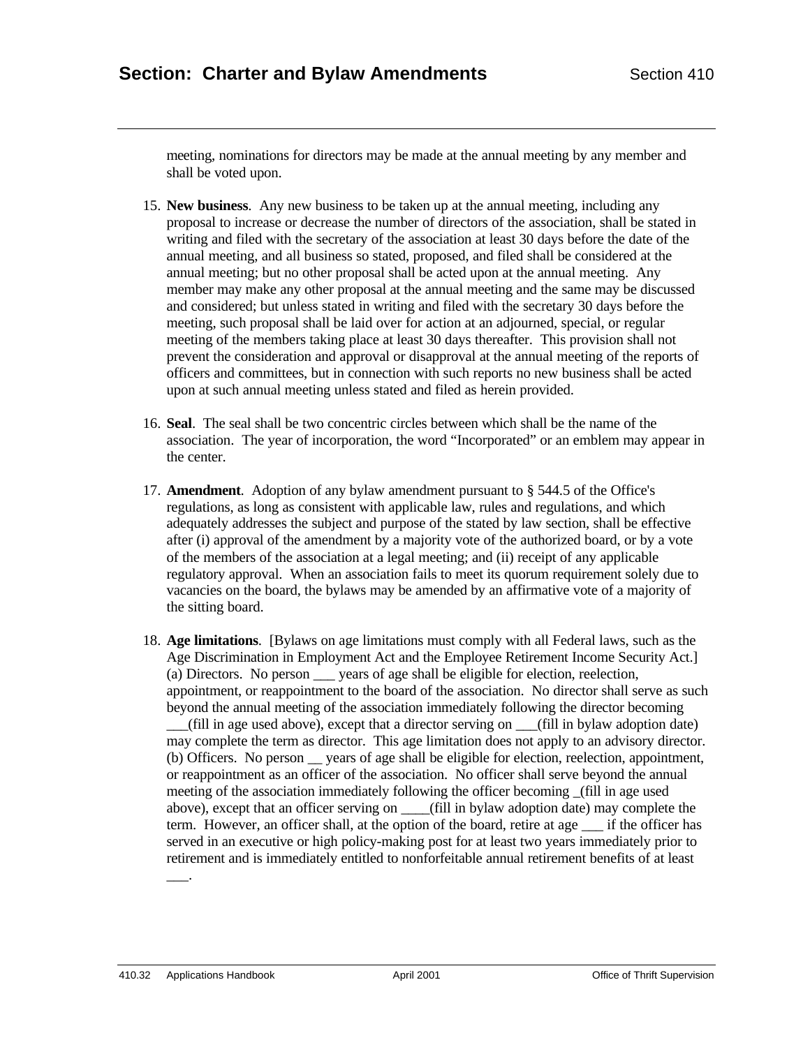meeting, nominations for directors may be made at the annual meeting by any member and shall be voted upon.

15. **New business**. Any new business to be taken up at the annual meeting, including any proposal to increase or decrease the number of directors of the association, shall be stated in writing and filed with the secretary of the association at least 30 days before the date of the annual meeting, and all business so stated, proposed, and filed shall be considered at the annual meeting; but no other proposal shall be acted upon at the annual meeting. Any member may make any other proposal at the annual meeting and the same may be discussed and considered; but unless stated in writing and filed with the secretary 30 days before the meeting, such proposal shall be laid over for action at an adjourned, special, or regular meeting of the members taking place at least 30 days thereafter. This provision shall not prevent the consideration and approval or disapproval at the annual meeting of the reports of officers and committees, but in connection with such reports no new business shall be acted upon at such annual meeting unless stated and filed as herein provided.

16. **Seal**. The seal shall be two concentric circles between which shall be the name of the association. The year of incorporation, the word "Incorporated" or an emblem may appear in the center.

17. **Amendment**. Adoption of any bylaw amendment pursuant to § 544.5 of the Office's regulations, as long as consistent with applicable law, rules and regulations, and which adequately addresses the subject and purpose of the stated by law section, shall be effective after (i) approval of the amendment by a majority vote of the authorized board, or by a vote of the members of the association at a legal meeting; and (ii) receipt of any applicable regulatory approval. When an association fails to meet its quorum requirement solely due to vacancies on the board, the bylaws may be amended by an affirmative vote of a majority of the sitting board.

18. **Age limitations**. [Bylaws on age limitations must comply with all Federal laws, such as the Age Discrimination in Employment Act and the Employee Retirement Income Security Act.] (a) Directors. No person ___ years of age shall be eligible for election, reelection, appointment, or reappointment to the board of the association. No director shall serve as such beyond the annual meeting of the association immediately following the director becoming ___(fill in age used above), except that a director serving on ___(fill in bylaw adoption date) may complete the term as director. This age limitation does not apply to an advisory director. (b) Officers. No person __ years of age shall be eligible for election, reelection, appointment, or reappointment as an officer of the association. No officer shall serve beyond the annual meeting of the association immediately following the officer becoming _(fill in age used above), except that an officer serving on ____(fill in bylaw adoption date) may complete the term. However, an officer shall, at the option of the board, retire at age ___ if the officer has served in an executive or high policy-making post for at least two years immediately prior to retirement and is immediately entitled to nonforfeitable annual retirement benefits of at least ___.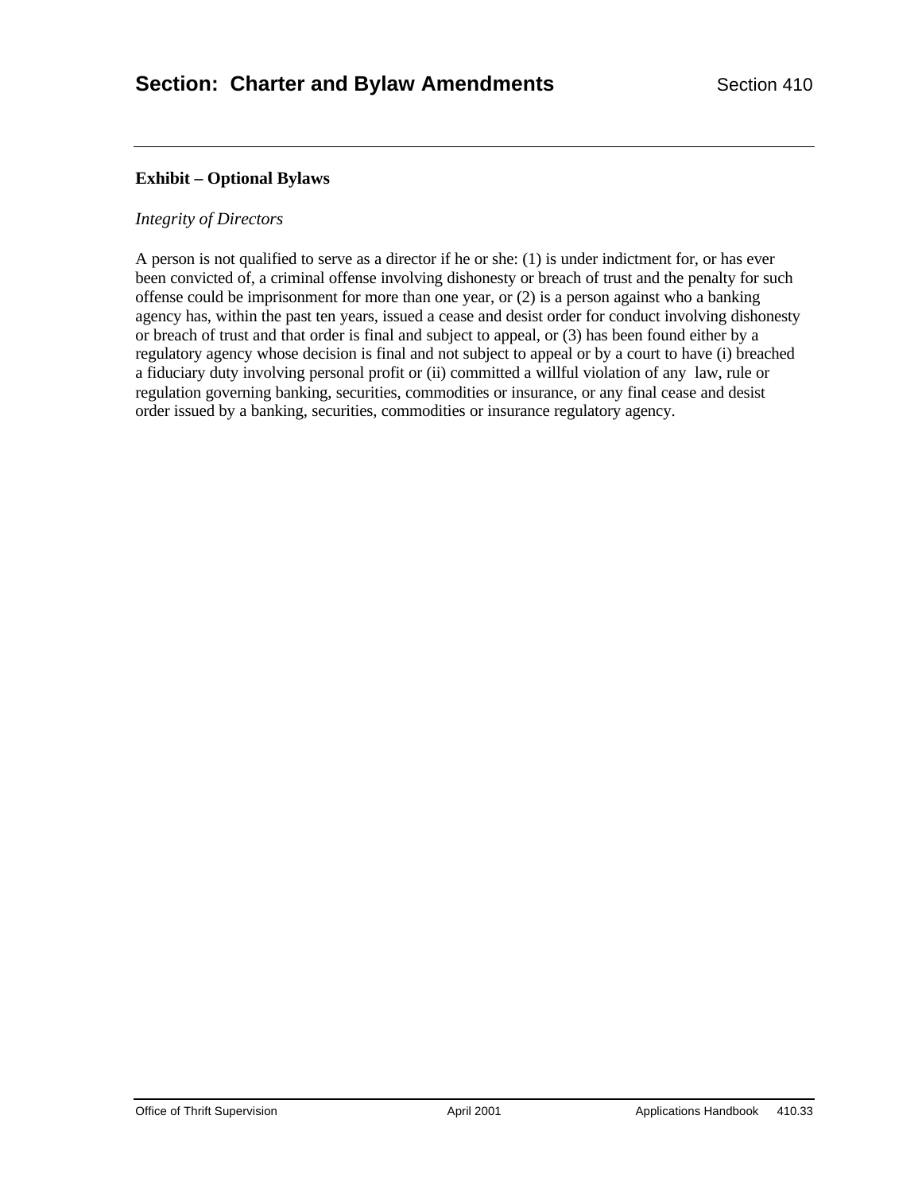**Exhibit – Optional Bylaws**

*Integrity of Directors*

A person is not qualified to serve as a director if he or she: (1) is under indictment for, or has ever been convicted of, a criminal offense involving dishonesty or breach of trust and the penalty for such offense could be imprisonment for more than one year, or (2) is a person against who a banking agency has, within the past ten years, issued a cease and desist order for conduct involving dishonesty or breach of trust and that order is final and subject to appeal, or (3) has been found either by a regulatory agency whose decision is final and not subject to appeal or by a court to have (i) breached a fiduciary duty involving personal profit or (ii) committed a willful violation of any law, rule or regulation governing banking, securities, commodities or insurance, or any final cease and desist order issued by a banking, securities, commodities or insurance regulatory agency.